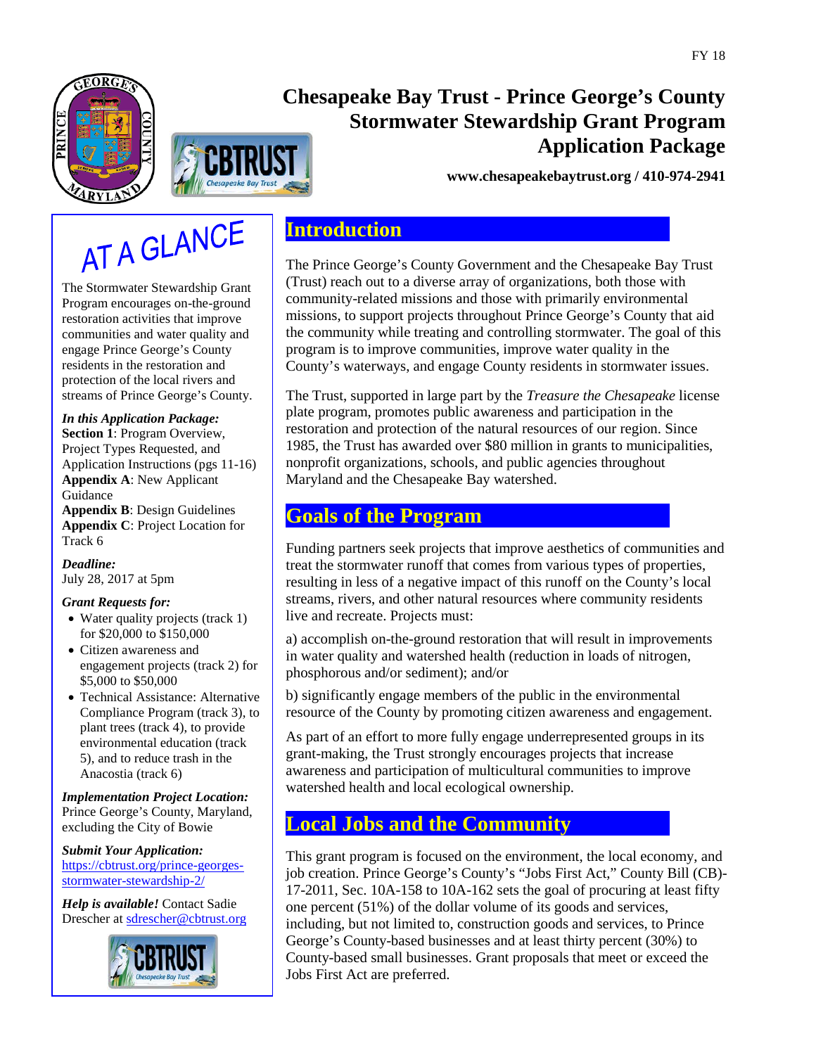FY 18

# Chesapeake Bay Trust - Prince George's County Stormwater Stewardship Grant Program Application Package

**www.chesapeakebaytrust.org / 410-974-2941**

## AT A GLANCE

The Stormwater Stewardship Grant Program encourages on-the-ground restoration activities that improve communities and water quality and engage Prince George's County residents in the restoration and protection of the local rivers and streams of Prince George's County.

***In this Application Package:***
**Section 1**: Program Overview, Project Types Requested, and Application Instructions (pgs 11-16)
**Appendix A**: New Applicant Guidance
**Appendix B**: Design Guidelines
**Appendix C**: Project Location for Track 6

***Deadline:***
July 28, 2017 at 5pm

***Grant Requests for:***

- Water quality projects (track 1) for $20,000 to $150,000
- Citizen awareness and engagement projects (track 2) for $5,000 to $50,000
- Technical Assistance: Alternative Compliance Program (track 3), to plant trees (track 4), to provide environmental education (track 5), and to reduce trash in the Anacostia (track 6)

***Implementation Project Location:***
Prince George's County, Maryland, excluding the City of Bowie

***Submit Your Application:***
https://cbtrust.org/prince-georges-stormwater-stewardship-2/

***Help is available!*** Contact Sadie Drescher at sdrescher@cbtrust.org

## Introduction

The Prince George's County Government and the Chesapeake Bay Trust (Trust) reach out to a diverse array of organizations, both those with community-related missions and those with primarily environmental missions, to support projects throughout Prince George's County that aid the community while treating and controlling stormwater. The goal of this program is to improve communities, improve water quality in the County's waterways, and engage County residents in stormwater issues.

The Trust, supported in large part by the *Treasure the Chesapeake* license plate program, promotes public awareness and participation in the restoration and protection of the natural resources of our region. Since 1985, the Trust has awarded over $80 million in grants to municipalities, nonprofit organizations, schools, and public agencies throughout Maryland and the Chesapeake Bay watershed.

## Goals of the Program

Funding partners seek projects that improve aesthetics of communities and treat the stormwater runoff that comes from various types of properties, resulting in less of a negative impact of this runoff on the County's local streams, rivers, and other natural resources where community residents live and recreate. Projects must:

a) accomplish on-the-ground restoration that will result in improvements in water quality and watershed health (reduction in loads of nitrogen, phosphorous and/or sediment); and/or

b) significantly engage members of the public in the environmental resource of the County by promoting citizen awareness and engagement.

As part of an effort to more fully engage underrepresented groups in its grant-making, the Trust strongly encourages projects that increase awareness and participation of multicultural communities to improve watershed health and local ecological ownership.

## Local Jobs and the Community

This grant program is focused on the environment, the local economy, and job creation. Prince George's County's "Jobs First Act," County Bill (CB)-17-2011, Sec. 10A-158 to 10A-162 sets the goal of procuring at least fifty one percent (51%) of the dollar volume of its goods and services, including, but not limited to, construction goods and services, to Prince George's County-based businesses and at least thirty percent (30%) to County-based small businesses. Grant proposals that meet or exceed the Jobs First Act are preferred.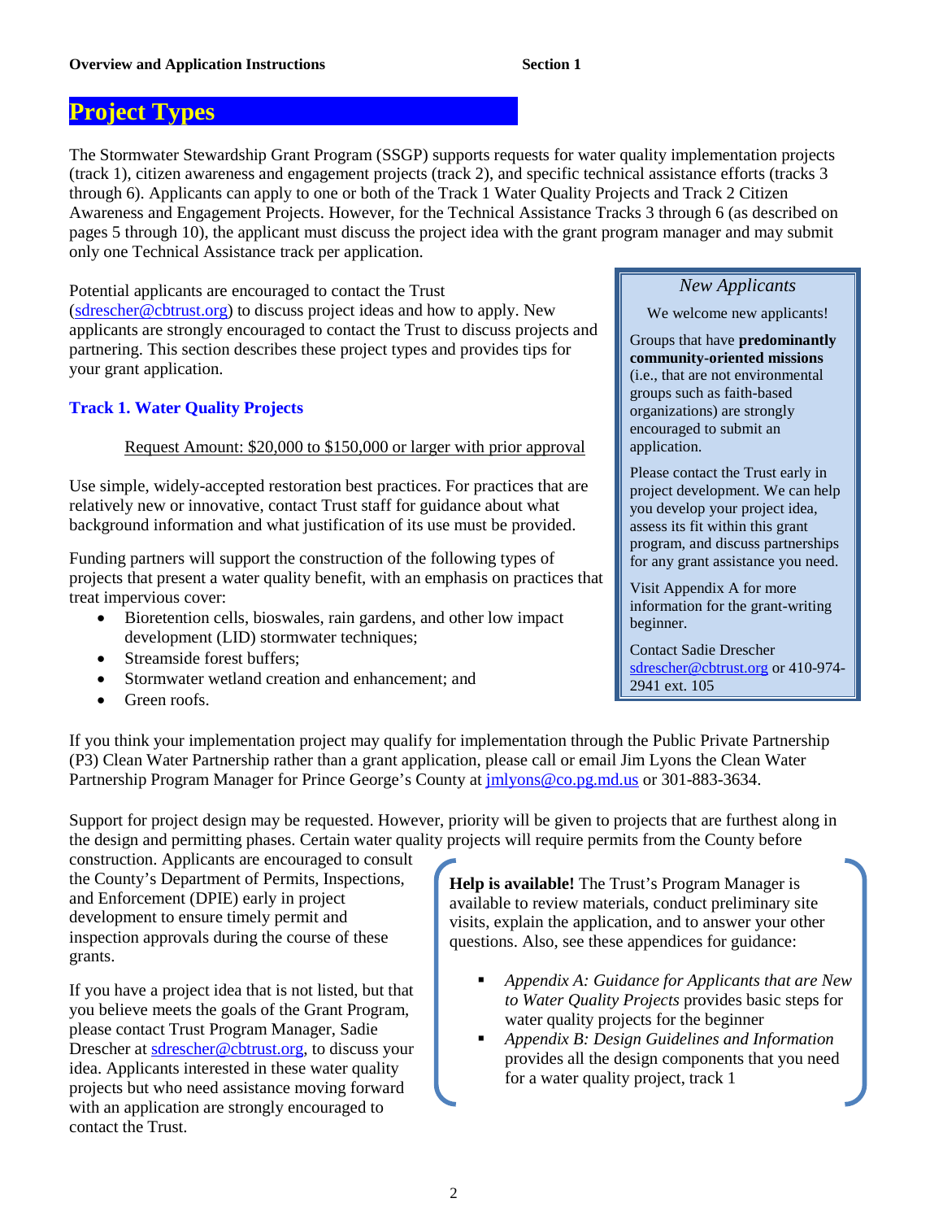# Project Types

The Stormwater Stewardship Grant Program (SSGP) supports requests for water quality implementation projects (track 1), citizen awareness and engagement projects (track 2), and specific technical assistance efforts (tracks 3 through 6). Applicants can apply to one or both of the Track 1 Water Quality Projects and Track 2 Citizen Awareness and Engagement Projects. However, for the Technical Assistance Tracks 3 through 6 (as described on pages 5 through 10), the applicant must discuss the project idea with the grant program manager and may submit only one Technical Assistance track per application.

Potential applicants are encouraged to contact the Trust (sdrescher@cbtrust.org) to discuss project ideas and how to apply. New applicants are strongly encouraged to contact the Trust to discuss projects and partnering. This section describes these project types and provides tips for your grant application.

> *New Applicants*
>
> We welcome new applicants!
>
> Groups that have **predominantly community-oriented missions** (i.e., that are not environmental groups such as faith-based organizations) are strongly encouraged to submit an application.
>
> Please contact the Trust early in project development. We can help you develop your project idea, assess its fit within this grant program, and discuss partnerships for any grant assistance you need.
>
> Visit Appendix A for more information for the grant-writing beginner.
>
> Contact Sadie Drescher sdrescher@cbtrust.org or 410-974-2941 ext. 105

## Track 1. Water Quality Projects

Request Amount: $20,000 to $150,000 or larger with prior approval

Use simple, widely-accepted restoration best practices. For practices that are relatively new or innovative, contact Trust staff for guidance about what background information and what justification of its use must be provided.

Funding partners will support the construction of the following types of projects that present a water quality benefit, with an emphasis on practices that treat impervious cover:

- Bioretention cells, bioswales, rain gardens, and other low impact development (LID) stormwater techniques;
- Streamside forest buffers;
- Stormwater wetland creation and enhancement; and
- Green roofs.

If you think your implementation project may qualify for implementation through the Public Private Partnership (P3) Clean Water Partnership rather than a grant application, please call or email Jim Lyons the Clean Water Partnership Program Manager for Prince George's County at jmlyons@co.pg.md.us or 301-883-3634.

Support for project design may be requested. However, priority will be given to projects that are furthest along in the design and permitting phases. Certain water quality projects will require permits from the County before construction. Applicants are encouraged to consult the County's Department of Permits, Inspections, and Enforcement (DPIE) early in project development to ensure timely permit and inspection approvals during the course of these grants.

If you have a project idea that is not listed, but that you believe meets the goals of the Grant Program, please contact Trust Program Manager, Sadie Drescher at sdrescher@cbtrust.org, to discuss your idea. Applicants interested in these water quality projects but who need assistance moving forward with an application are strongly encouraged to contact the Trust.

> **Help is available!** The Trust's Program Manager is available to review materials, conduct preliminary site visits, explain the application, and to answer your other questions. Also, see these appendices for guidance:
>
> - *Appendix A: Guidance for Applicants that are New to Water Quality Projects* provides basic steps for water quality projects for the beginner
> - *Appendix B: Design Guidelines and Information* provides all the design components that you need for a water quality project, track 1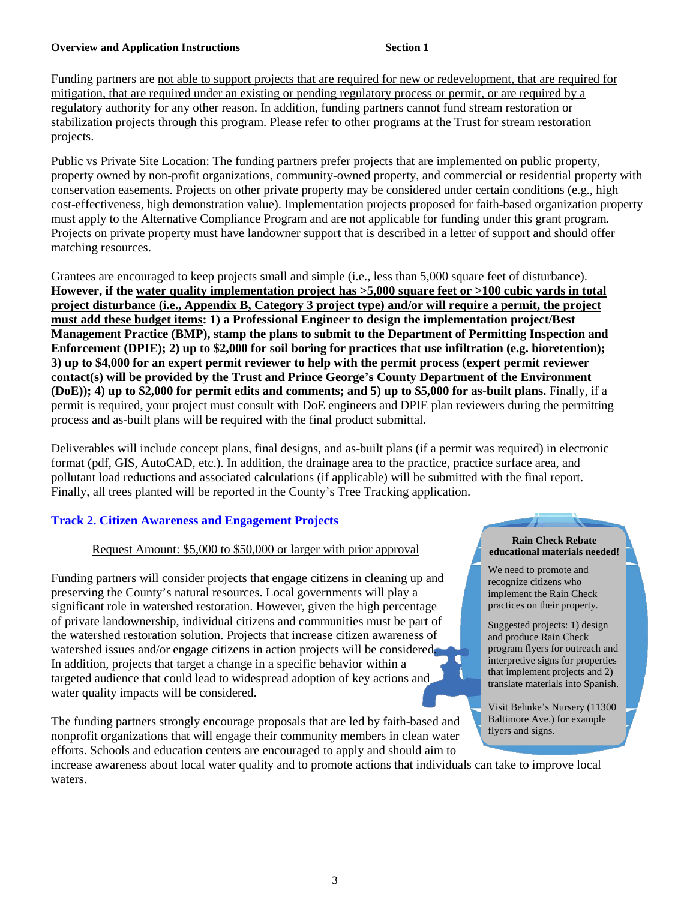Funding partners are not able to support projects that are required for new or redevelopment, that are required for mitigation, that are required under an existing or pending regulatory process or permit, or are required by a regulatory authority for any other reason. In addition, funding partners cannot fund stream restoration or stabilization projects through this program. Please refer to other programs at the Trust for stream restoration projects.

Public vs Private Site Location: The funding partners prefer projects that are implemented on public property, property owned by non-profit organizations, community-owned property, and commercial or residential property with conservation easements. Projects on other private property may be considered under certain conditions (e.g., high cost-effectiveness, high demonstration value). Implementation projects proposed for faith-based organization property must apply to the Alternative Compliance Program and are not applicable for funding under this grant program. Projects on private property must have landowner support that is described in a letter of support and should offer matching resources.

Grantees are encouraged to keep projects small and simple (i.e., less than 5,000 square feet of disturbance). **However, if the water quality implementation project has >5,000 square feet or >100 cubic yards in total project disturbance (i.e., Appendix B, Category 3 project type) and/or will require a permit, the project must add these budget items: 1) a Professional Engineer to design the implementation project/Best Management Practice (BMP), stamp the plans to submit to the Department of Permitting Inspection and Enforcement (DPIE); 2) up to $2,000 for soil boring for practices that use infiltration (e.g. bioretention); 3) up to $4,000 for an expert permit reviewer to help with the permit process (expert permit reviewer contact(s) will be provided by the Trust and Prince George's County Department of the Environment (DoE)); 4) up to $2,000 for permit edits and comments; and 5) up to $5,000 for as-built plans.** Finally, if a permit is required, your project must consult with DoE engineers and DPIE plan reviewers during the permitting process and as-built plans will be required with the final product submittal.

Deliverables will include concept plans, final designs, and as-built plans (if a permit was required) in electronic format (pdf, GIS, AutoCAD, etc.). In addition, the drainage area to the practice, practice surface area, and pollutant load reductions and associated calculations (if applicable) will be submitted with the final report. Finally, all trees planted will be reported in the County's Tree Tracking application.

### Track 2. Citizen Awareness and Engagement Projects

Request Amount: $5,000 to $50,000 or larger with prior approval

Funding partners will consider projects that engage citizens in cleaning up and preserving the County's natural resources. Local governments will play a significant role in watershed restoration. However, given the high percentage of private landownership, individual citizens and communities must be part of the watershed restoration solution. Projects that increase citizen awareness of watershed issues and/or engage citizens in action projects will be considered. In addition, projects that target a change in a specific behavior within a targeted audience that could lead to widespread adoption of key actions and water quality impacts will be considered.

The funding partners strongly encourage proposals that are led by faith-based and nonprofit organizations that will engage their community members in clean water efforts. Schools and education centers are encouraged to apply and should aim to increase awareness about local water quality and to promote actions that individuals can take to improve local waters.

**Rain Check Rebate educational materials needed!**

We need to promote and recognize citizens who implement the Rain Check practices on their property.

Suggested projects: 1) design and produce Rain Check program flyers for outreach and interpretive signs for properties that implement projects and 2) translate materials into Spanish.

Visit Behnke's Nursery (11300 Baltimore Ave.) for example flyers and signs.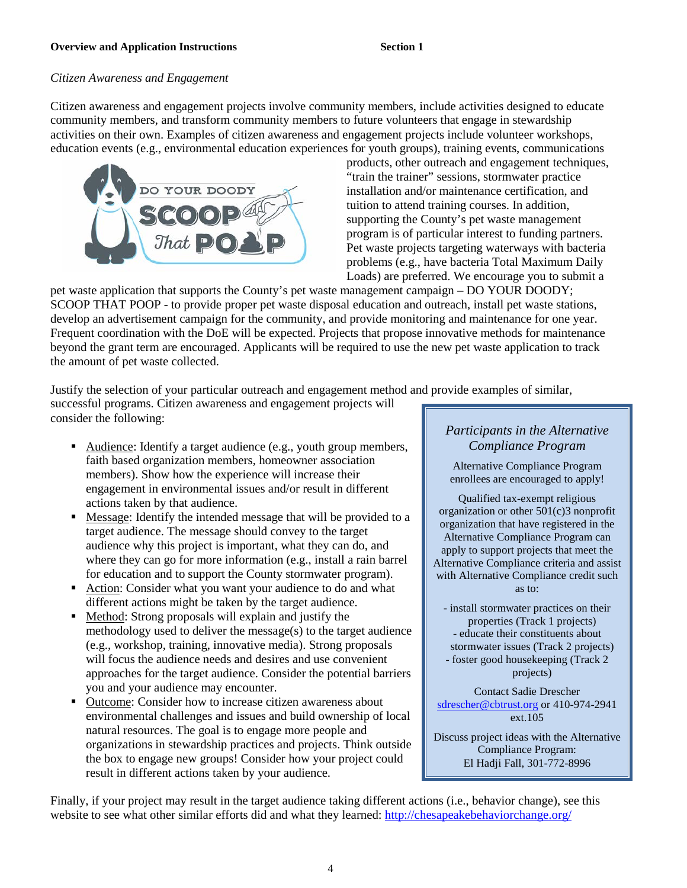*Citizen Awareness and Engagement*

Citizen awareness and engagement projects involve community members, include activities designed to educate community members, and transform community members to future volunteers that engage in stewardship activities on their own. Examples of citizen awareness and engagement projects include volunteer workshops, education events (e.g., environmental education experiences for youth groups), training events, communications products, other outreach and engagement techniques, "train the trainer" sessions, stormwater practice installation and/or maintenance certification, and tuition to attend training courses. In addition, supporting the County's pet waste management program is of particular interest to funding partners. Pet waste projects targeting waterways with bacteria problems (e.g., have bacteria Total Maximum Daily Loads) are preferred. We encourage you to submit a pet waste application that supports the County's pet waste management campaign – DO YOUR DOODY; SCOOP THAT POOP - to provide proper pet waste disposal education and outreach, install pet waste stations, develop an advertisement campaign for the community, and provide monitoring and maintenance for one year. Frequent coordination with the DoE will be expected. Projects that propose innovative methods for maintenance beyond the grant term are encouraged. Applicants will be required to use the new pet waste application to track the amount of pet waste collected.

Justify the selection of your particular outreach and engagement method and provide examples of similar, successful programs. Citizen awareness and engagement projects will consider the following:

- Audience: Identify a target audience (e.g., youth group members, faith based organization members, homeowner association members). Show how the experience will increase their engagement in environmental issues and/or result in different actions taken by that audience.
- Message: Identify the intended message that will be provided to a target audience. The message should convey to the target audience why this project is important, what they can do, and where they can go for more information (e.g., install a rain barrel for education and to support the County stormwater program).
- Action: Consider what you want your audience to do and what different actions might be taken by the target audience.
- Method: Strong proposals will explain and justify the methodology used to deliver the message(s) to the target audience (e.g., workshop, training, innovative media). Strong proposals will focus the audience needs and desires and use convenient approaches for the target audience. Consider the potential barriers you and your audience may encounter.
- Outcome: Consider how to increase citizen awareness about environmental challenges and issues and build ownership of local natural resources. The goal is to engage more people and organizations in stewardship practices and projects. Think outside the box to engage new groups! Consider how your project could result in different actions taken by your audience.

> *Participants in the Alternative Compliance Program*
>
> Alternative Compliance Program enrollees are encouraged to apply!
>
> Qualified tax-exempt religious organization or other 501(c)3 nonprofit organization that have registered in the Alternative Compliance Program can apply to support projects that meet the Alternative Compliance criteria and assist with Alternative Compliance credit such as to:
>
> - install stormwater practices on their properties (Track 1 projects)
> - educate their constituents about stormwater issues (Track 2 projects)
> - foster good housekeeping (Track 2 projects)
>
> Contact Sadie Drescher sdrescher@cbtrust.org or 410-974-2941 ext.105
>
> Discuss project ideas with the Alternative Compliance Program: El Hadji Fall, 301-772-8996

Finally, if your project may result in the target audience taking different actions (i.e., behavior change), see this website to see what other similar efforts did and what they learned: http://chesapeakebehaviorchange.org/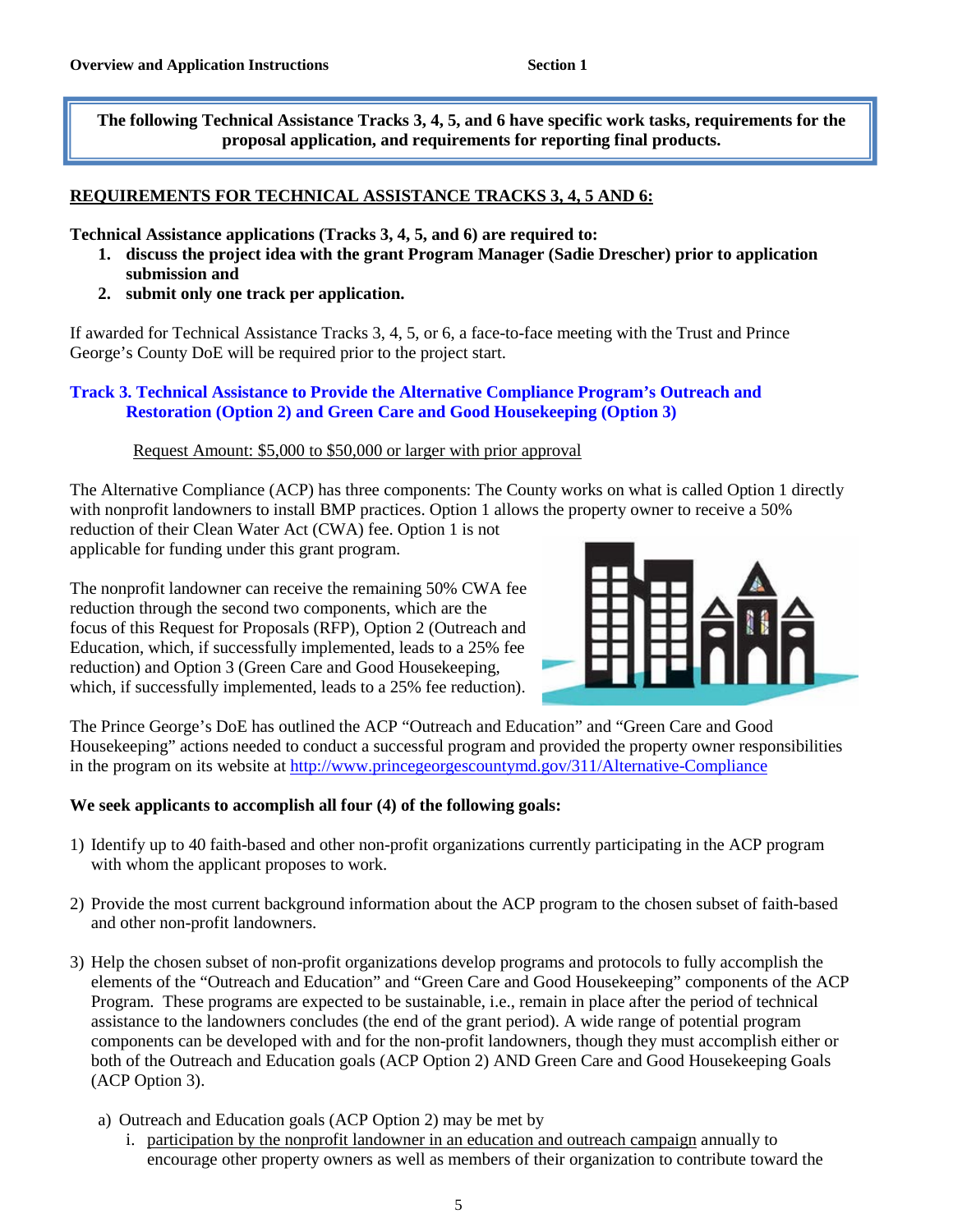**The following Technical Assistance Tracks 3, 4, 5, and 6 have specific work tasks, requirements for the proposal application, and requirements for reporting final products.**

## REQUIREMENTS FOR TECHNICAL ASSISTANCE TRACKS 3, 4, 5 AND 6:

**Technical Assistance applications (Tracks 3, 4, 5, and 6) are required to:**

1. **discuss the project idea with the grant Program Manager (Sadie Drescher) prior to application submission and**
2. **submit only one track per application.**

If awarded for Technical Assistance Tracks 3, 4, 5, or 6, a face-to-face meeting with the Trust and Prince George's County DoE will be required prior to the project start.

### Track 3. Technical Assistance to Provide the Alternative Compliance Program's Outreach and Restoration (Option 2) and Green Care and Good Housekeeping (Option 3)

Request Amount: $5,000 to $50,000 or larger with prior approval

The Alternative Compliance (ACP) has three components: The County works on what is called Option 1 directly with nonprofit landowners to install BMP practices. Option 1 allows the property owner to receive a 50% reduction of their Clean Water Act (CWA) fee. Option 1 is not applicable for funding under this grant program.

The nonprofit landowner can receive the remaining 50% CWA fee reduction through the second two components, which are the focus of this Request for Proposals (RFP), Option 2 (Outreach and Education, which, if successfully implemented, leads to a 25% fee reduction) and Option 3 (Green Care and Good Housekeeping, which, if successfully implemented, leads to a 25% fee reduction).

The Prince George's DoE has outlined the ACP "Outreach and Education" and "Green Care and Good Housekeeping" actions needed to conduct a successful program and provided the property owner responsibilities in the program on its website at http://www.princegeorgescountymd.gov/311/Alternative-Compliance

**We seek applicants to accomplish all four (4) of the following goals:**

1) Identify up to 40 faith-based and other non-profit organizations currently participating in the ACP program with whom the applicant proposes to work.

2) Provide the most current background information about the ACP program to the chosen subset of faith-based and other non-profit landowners.

3) Help the chosen subset of non-profit organizations develop programs and protocols to fully accomplish the elements of the "Outreach and Education" and "Green Care and Good Housekeeping" components of the ACP Program. These programs are expected to be sustainable, i.e., remain in place after the period of technical assistance to the landowners concludes (the end of the grant period). A wide range of potential program components can be developed with and for the non-profit landowners, though they must accomplish either or both of the Outreach and Education goals (ACP Option 2) AND Green Care and Good Housekeeping Goals (ACP Option 3).

   a) Outreach and Education goals (ACP Option 2) may be met by
      i. participation by the nonprofit landowner in an education and outreach campaign annually to encourage other property owners as well as members of their organization to contribute toward the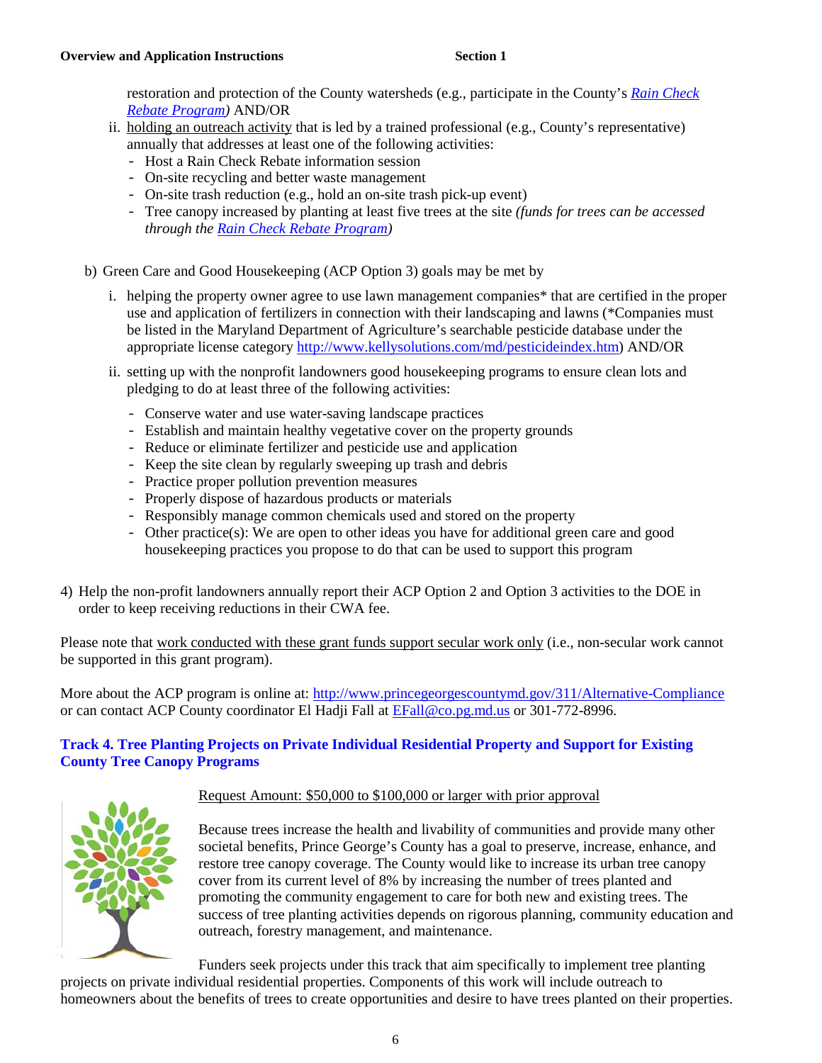restoration and protection of the County watersheds (e.g., participate in the County's *[Rain Check Rebate Program](#))* AND/OR

ii. holding an outreach activity that is led by a trained professional (e.g., County's representative) annually that addresses at least one of the following activities:
   - Host a Rain Check Rebate information session
   - On-site recycling and better waste management
   - On-site trash reduction (e.g., hold an on-site trash pick-up event)
   - Tree canopy increased by planting at least five trees at the site *(funds for trees can be accessed through the [Rain Check Rebate Program](#))*

b) Green Care and Good Housekeeping (ACP Option 3) goals may be met by

   i. helping the property owner agree to use lawn management companies* that are certified in the proper use and application of fertilizers in connection with their landscaping and lawns (*Companies must be listed in the Maryland Department of Agriculture's searchable pesticide database under the appropriate license category http://www.kellysolutions.com/md/pesticideindex.htm) AND/OR

   ii. setting up with the nonprofit landowners good housekeeping programs to ensure clean lots and pledging to do at least three of the following activities:
   - Conserve water and use water-saving landscape practices
   - Establish and maintain healthy vegetative cover on the property grounds
   - Reduce or eliminate fertilizer and pesticide use and application
   - Keep the site clean by regularly sweeping up trash and debris
   - Practice proper pollution prevention measures
   - Properly dispose of hazardous products or materials
   - Responsibly manage common chemicals used and stored on the property
   - Other practice(s): We are open to other ideas you have for additional green care and good housekeeping practices you propose to do that can be used to support this program

4) Help the non-profit landowners annually report their ACP Option 2 and Option 3 activities to the DOE in order to keep receiving reductions in their CWA fee.

Please note that work conducted with these grant funds support secular work only (i.e., non-secular work cannot be supported in this grant program).

More about the ACP program is online at: http://www.princegeorgescountymd.gov/311/Alternative-Compliance or can contact ACP County coordinator El Hadji Fall at EFall@co.pg.md.us or 301-772-8996.

### Track 4. Tree Planting Projects on Private Individual Residential Property and Support for Existing County Tree Canopy Programs

Request Amount: $50,000 to $100,000 or larger with prior approval

Because trees increase the health and livability of communities and provide many other societal benefits, Prince George's County has a goal to preserve, increase, enhance, and restore tree canopy coverage. The County would like to increase its urban tree canopy cover from its current level of 8% by increasing the number of trees planted and promoting the community engagement to care for both new and existing trees. The success of tree planting activities depends on rigorous planning, community education and outreach, forestry management, and maintenance.

Funders seek projects under this track that aim specifically to implement tree planting projects on private individual residential properties. Components of this work will include outreach to homeowners about the benefits of trees to create opportunities and desire to have trees planted on their properties.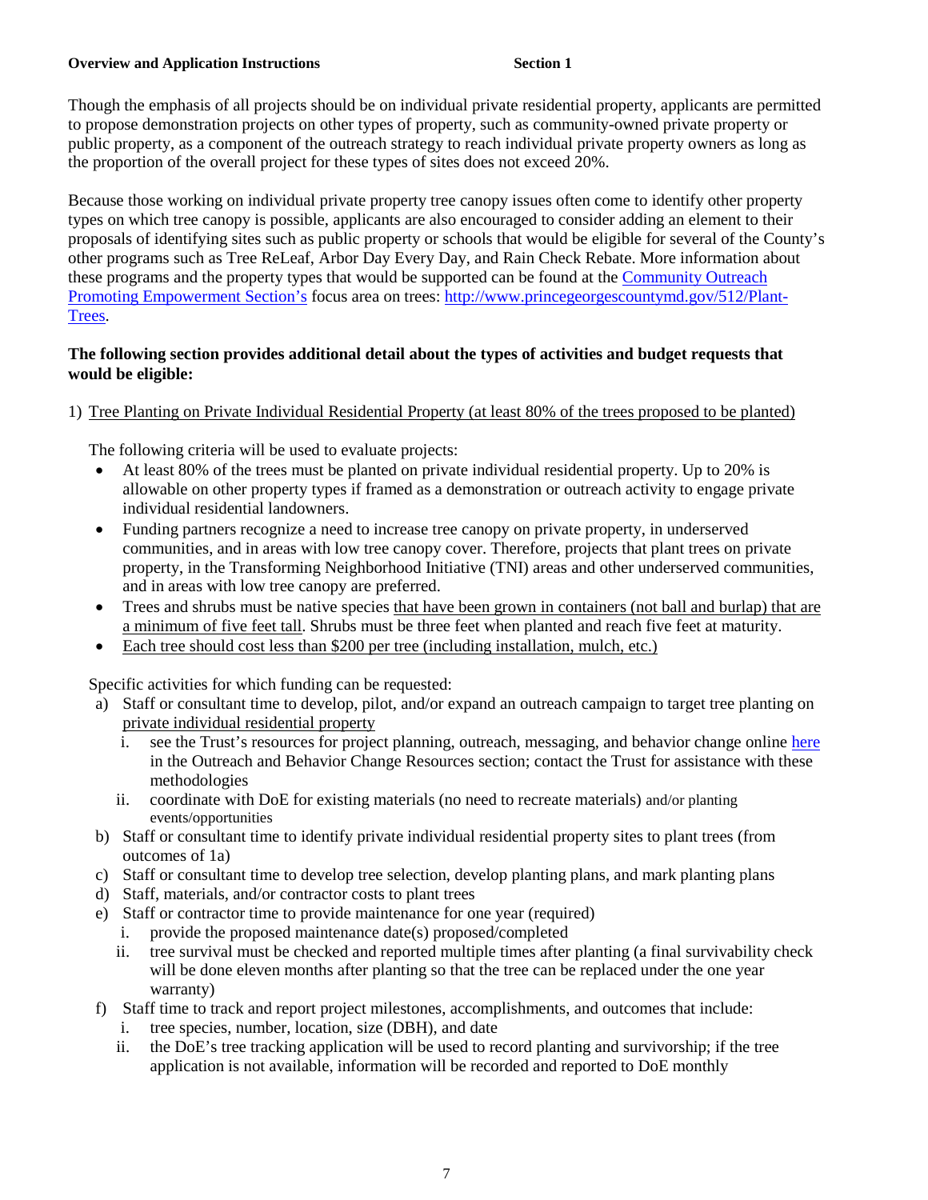**Overview and Application Instructions** **Section 1**

Though the emphasis of all projects should be on individual private residential property, applicants are permitted to propose demonstration projects on other types of property, such as community-owned private property or public property, as a component of the outreach strategy to reach individual private property owners as long as the proportion of the overall project for these types of sites does not exceed 20%.

Because those working on individual private property tree canopy issues often come to identify other property types on which tree canopy is possible, applicants are also encouraged to consider adding an element to their proposals of identifying sites such as public property or schools that would be eligible for several of the County's other programs such as Tree ReLeaf, Arbor Day Every Day, and Rain Check Rebate. More information about these programs and the property types that would be supported can be found at the [Community Outreach Promoting Empowerment Section's](http://www.princegeorgescountymd.gov/512/Plant-Trees) focus area on trees: [http://www.princegeorgescountymd.gov/512/Plant-Trees](http://www.princegeorgescountymd.gov/512/Plant-Trees).

**The following section provides additional detail about the types of activities and budget requests that would be eligible:**

1) Tree Planting on Private Individual Residential Property (at least 80% of the trees proposed to be planted)

The following criteria will be used to evaluate projects:

- At least 80% of the trees must be planted on private individual residential property. Up to 20% is allowable on other property types if framed as a demonstration or outreach activity to engage private individual residential landowners.
- Funding partners recognize a need to increase tree canopy on private property, in underserved communities, and in areas with low tree canopy cover. Therefore, projects that plant trees on private property, in the Transforming Neighborhood Initiative (TNI) areas and other underserved communities, and in areas with low tree canopy are preferred.
- Trees and shrubs must be native species that have been grown in containers (not ball and burlap) that are a minimum of five feet tall. Shrubs must be three feet when planted and reach five feet at maturity.
- Each tree should cost less than $200 per tree (including installation, mulch, etc.)

Specific activities for which funding can be requested:

a) Staff or consultant time to develop, pilot, and/or expand an outreach campaign to target tree planting on private individual residential property
   i. see the Trust's resources for project planning, outreach, messaging, and behavior change online here in the Outreach and Behavior Change Resources section; contact the Trust for assistance with these methodologies
   ii. coordinate with DoE for existing materials (no need to recreate materials) and/or planting events/opportunities

b) Staff or consultant time to identify private individual residential property sites to plant trees (from outcomes of 1a)

c) Staff or consultant time to develop tree selection, develop planting plans, and mark planting plans

d) Staff, materials, and/or contractor costs to plant trees

e) Staff or contractor time to provide maintenance for one year (required)
   i. provide the proposed maintenance date(s) proposed/completed
   ii. tree survival must be checked and reported multiple times after planting (a final survivability check will be done eleven months after planting so that the tree can be replaced under the one year warranty)

f) Staff time to track and report project milestones, accomplishments, and outcomes that include:
   i. tree species, number, location, size (DBH), and date
   ii. the DoE's tree tracking application will be used to record planting and survivorship; if the tree application is not available, information will be recorded and reported to DoE monthly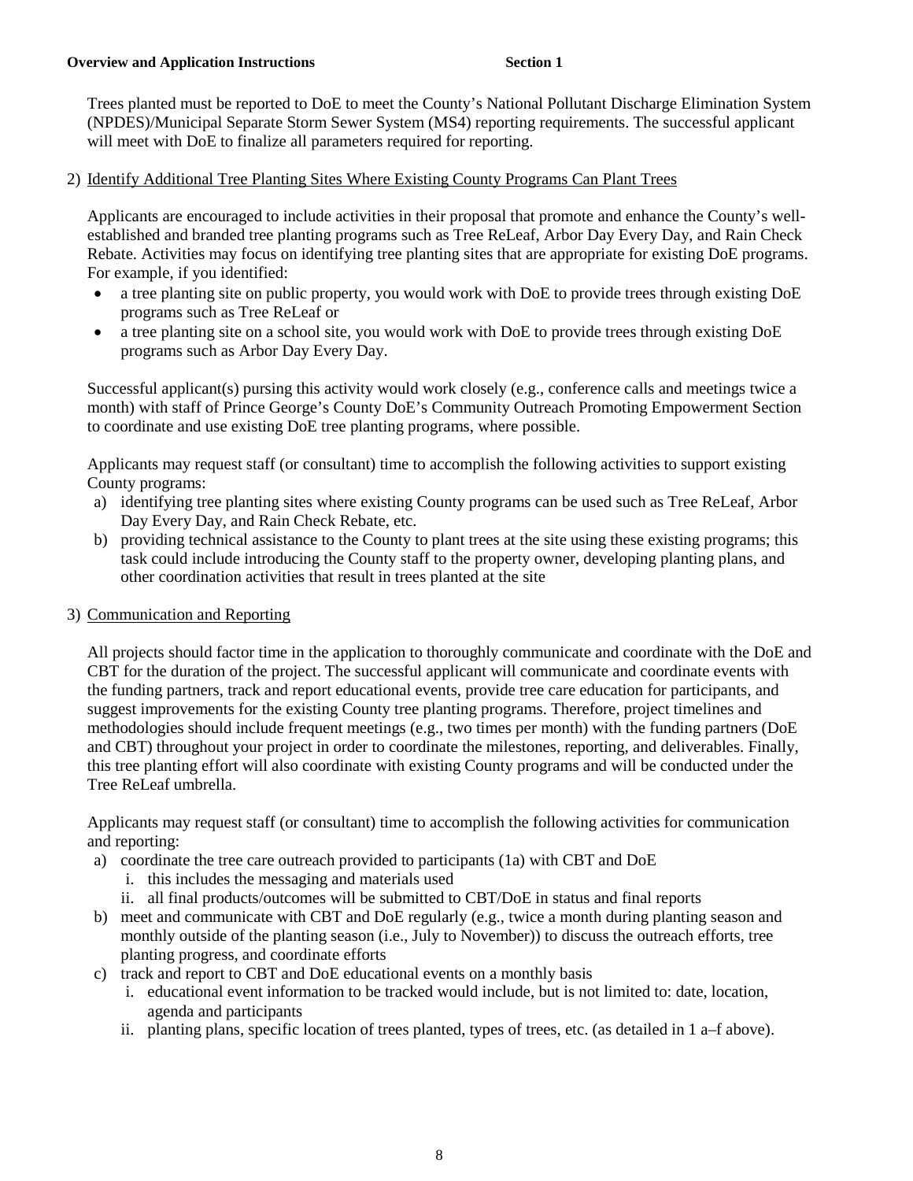Trees planted must be reported to DoE to meet the County's National Pollutant Discharge Elimination System (NPDES)/Municipal Separate Storm Sewer System (MS4) reporting requirements. The successful applicant will meet with DoE to finalize all parameters required for reporting.

2) Identify Additional Tree Planting Sites Where Existing County Programs Can Plant Trees

Applicants are encouraged to include activities in their proposal that promote and enhance the County's well-established and branded tree planting programs such as Tree ReLeaf, Arbor Day Every Day, and Rain Check Rebate. Activities may focus on identifying tree planting sites that are appropriate for existing DoE programs. For example, if you identified:

- a tree planting site on public property, you would work with DoE to provide trees through existing DoE programs such as Tree ReLeaf or
- a tree planting site on a school site, you would work with DoE to provide trees through existing DoE programs such as Arbor Day Every Day.

Successful applicant(s) pursing this activity would work closely (e.g., conference calls and meetings twice a month) with staff of Prince George's County DoE's Community Outreach Promoting Empowerment Section to coordinate and use existing DoE tree planting programs, where possible.

Applicants may request staff (or consultant) time to accomplish the following activities to support existing County programs:

a) identifying tree planting sites where existing County programs can be used such as Tree ReLeaf, Arbor Day Every Day, and Rain Check Rebate, etc.
b) providing technical assistance to the County to plant trees at the site using these existing programs; this task could include introducing the County staff to the property owner, developing planting plans, and other coordination activities that result in trees planted at the site

3) Communication and Reporting

All projects should factor time in the application to thoroughly communicate and coordinate with the DoE and CBT for the duration of the project. The successful applicant will communicate and coordinate events with the funding partners, track and report educational events, provide tree care education for participants, and suggest improvements for the existing County tree planting programs. Therefore, project timelines and methodologies should include frequent meetings (e.g., two times per month) with the funding partners (DoE and CBT) throughout your project in order to coordinate the milestones, reporting, and deliverables. Finally, this tree planting effort will also coordinate with existing County programs and will be conducted under the Tree ReLeaf umbrella.

Applicants may request staff (or consultant) time to accomplish the following activities for communication and reporting:

a) coordinate the tree care outreach provided to participants (1a) with CBT and DoE
   i. this includes the messaging and materials used
   ii. all final products/outcomes will be submitted to CBT/DoE in status and final reports
b) meet and communicate with CBT and DoE regularly (e.g., twice a month during planting season and monthly outside of the planting season (i.e., July to November)) to discuss the outreach efforts, tree planting progress, and coordinate efforts
c) track and report to CBT and DoE educational events on a monthly basis
   i. educational event information to be tracked would include, but is not limited to: date, location, agenda and participants
   ii. planting plans, specific location of trees planted, types of trees, etc. (as detailed in 1 a–f above).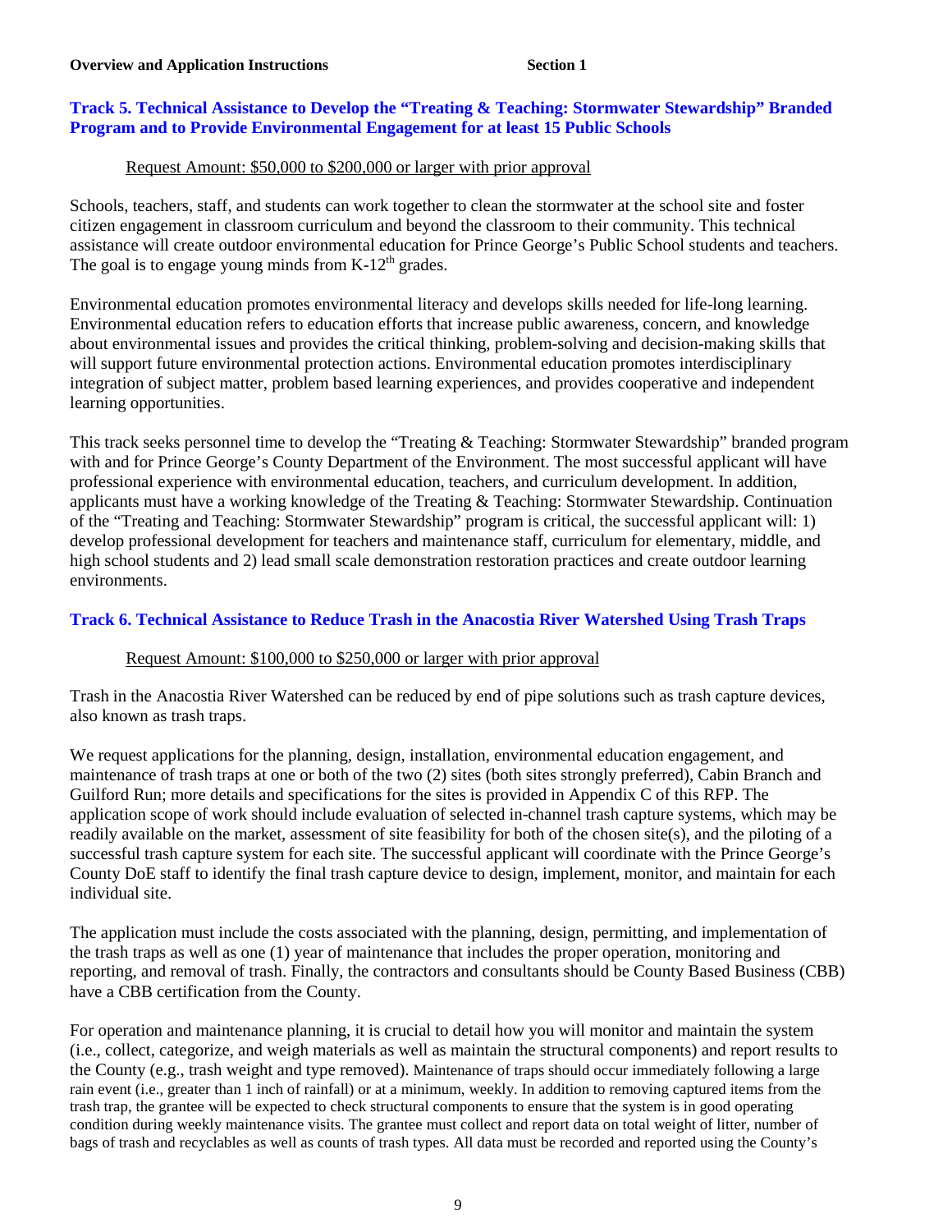### Track 5. Technical Assistance to Develop the "Treating & Teaching: Stormwater Stewardship" Branded Program and to Provide Environmental Engagement for at least 15 Public Schools

Request Amount: $50,000 to $200,000 or larger with prior approval

Schools, teachers, staff, and students can work together to clean the stormwater at the school site and foster citizen engagement in classroom curriculum and beyond the classroom to their community. This technical assistance will create outdoor environmental education for Prince George's Public School students and teachers. The goal is to engage young minds from K-12$^{th}$ grades.

Environmental education promotes environmental literacy and develops skills needed for life-long learning. Environmental education refers to education efforts that increase public awareness, concern, and knowledge about environmental issues and provides the critical thinking, problem-solving and decision-making skills that will support future environmental protection actions. Environmental education promotes interdisciplinary integration of subject matter, problem based learning experiences, and provides cooperative and independent learning opportunities.

This track seeks personnel time to develop the "Treating & Teaching: Stormwater Stewardship" branded program with and for Prince George's County Department of the Environment. The most successful applicant will have professional experience with environmental education, teachers, and curriculum development. In addition, applicants must have a working knowledge of the Treating & Teaching: Stormwater Stewardship. Continuation of the "Treating and Teaching: Stormwater Stewardship" program is critical, the successful applicant will: 1) develop professional development for teachers and maintenance staff, curriculum for elementary, middle, and high school students and 2) lead small scale demonstration restoration practices and create outdoor learning environments.

### Track 6. Technical Assistance to Reduce Trash in the Anacostia River Watershed Using Trash Traps

Request Amount: $100,000 to $250,000 or larger with prior approval

Trash in the Anacostia River Watershed can be reduced by end of pipe solutions such as trash capture devices, also known as trash traps.

We request applications for the planning, design, installation, environmental education engagement, and maintenance of trash traps at one or both of the two (2) sites (both sites strongly preferred), Cabin Branch and Guilford Run; more details and specifications for the sites is provided in Appendix C of this RFP. The application scope of work should include evaluation of selected in-channel trash capture systems, which may be readily available on the market, assessment of site feasibility for both of the chosen site(s), and the piloting of a successful trash capture system for each site. The successful applicant will coordinate with the Prince George's County DoE staff to identify the final trash capture device to design, implement, monitor, and maintain for each individual site.

The application must include the costs associated with the planning, design, permitting, and implementation of the trash traps as well as one (1) year of maintenance that includes the proper operation, monitoring and reporting, and removal of trash. Finally, the contractors and consultants should be County Based Business (CBB) have a CBB certification from the County.

For operation and maintenance planning, it is crucial to detail how you will monitor and maintain the system (i.e., collect, categorize, and weigh materials as well as maintain the structural components) and report results to the County (e.g., trash weight and type removed). Maintenance of traps should occur immediately following a large rain event (i.e., greater than 1 inch of rainfall) or at a minimum, weekly. In addition to removing captured items from the trash trap, the grantee will be expected to check structural components to ensure that the system is in good operating condition during weekly maintenance visits. The grantee must collect and report data on total weight of litter, number of bags of trash and recyclables as well as counts of trash types. All data must be recorded and reported using the County's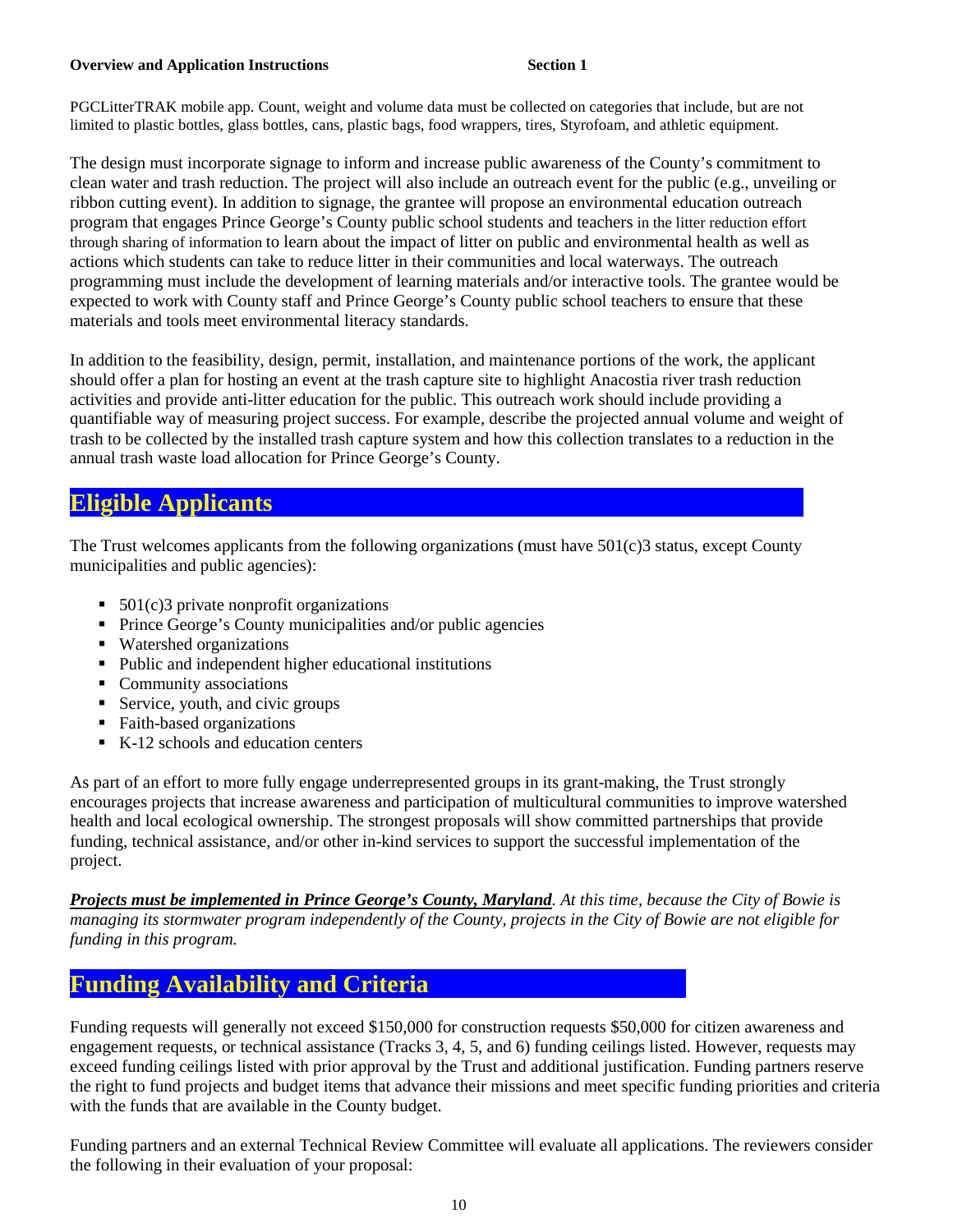PGCLitterTRAK mobile app. Count, weight and volume data must be collected on categories that include, but are not limited to plastic bottles, glass bottles, cans, plastic bags, food wrappers, tires, Styrofoam, and athletic equipment.

The design must incorporate signage to inform and increase public awareness of the County's commitment to clean water and trash reduction. The project will also include an outreach event for the public (e.g., unveiling or ribbon cutting event). In addition to signage, the grantee will propose an environmental education outreach program that engages Prince George's County public school students and teachers in the litter reduction effort through sharing of information to learn about the impact of litter on public and environmental health as well as actions which students can take to reduce litter in their communities and local waterways. The outreach programming must include the development of learning materials and/or interactive tools. The grantee would be expected to work with County staff and Prince George's County public school teachers to ensure that these materials and tools meet environmental literacy standards.

In addition to the feasibility, design, permit, installation, and maintenance portions of the work, the applicant should offer a plan for hosting an event at the trash capture site to highlight Anacostia river trash reduction activities and provide anti-litter education for the public. This outreach work should include providing a quantifiable way of measuring project success. For example, describe the projected annual volume and weight of trash to be collected by the installed trash capture system and how this collection translates to a reduction in the annual trash waste load allocation for Prince George's County.

## Eligible Applicants

The Trust welcomes applicants from the following organizations (must have 501(c)3 status, except County municipalities and public agencies):

- 501(c)3 private nonprofit organizations
- Prince George's County municipalities and/or public agencies
- Watershed organizations
- Public and independent higher educational institutions
- Community associations
- Service, youth, and civic groups
- Faith-based organizations
- K-12 schools and education centers

As part of an effort to more fully engage underrepresented groups in its grant-making, the Trust strongly encourages projects that increase awareness and participation of multicultural communities to improve watershed health and local ecological ownership. The strongest proposals will show committed partnerships that provide funding, technical assistance, and/or other in-kind services to support the successful implementation of the project.

***Projects must be implemented in Prince George's County, Maryland****. At this time, because the City of Bowie is managing its stormwater program independently of the County, projects in the City of Bowie are not eligible for funding in this program.*

## Funding Availability and Criteria

Funding requests will generally not exceed $150,000 for construction requests $50,000 for citizen awareness and engagement requests, or technical assistance (Tracks 3, 4, 5, and 6) funding ceilings listed. However, requests may exceed funding ceilings listed with prior approval by the Trust and additional justification. Funding partners reserve the right to fund projects and budget items that advance their missions and meet specific funding priorities and criteria with the funds that are available in the County budget.

Funding partners and an external Technical Review Committee will evaluate all applications. The reviewers consider the following in their evaluation of your proposal: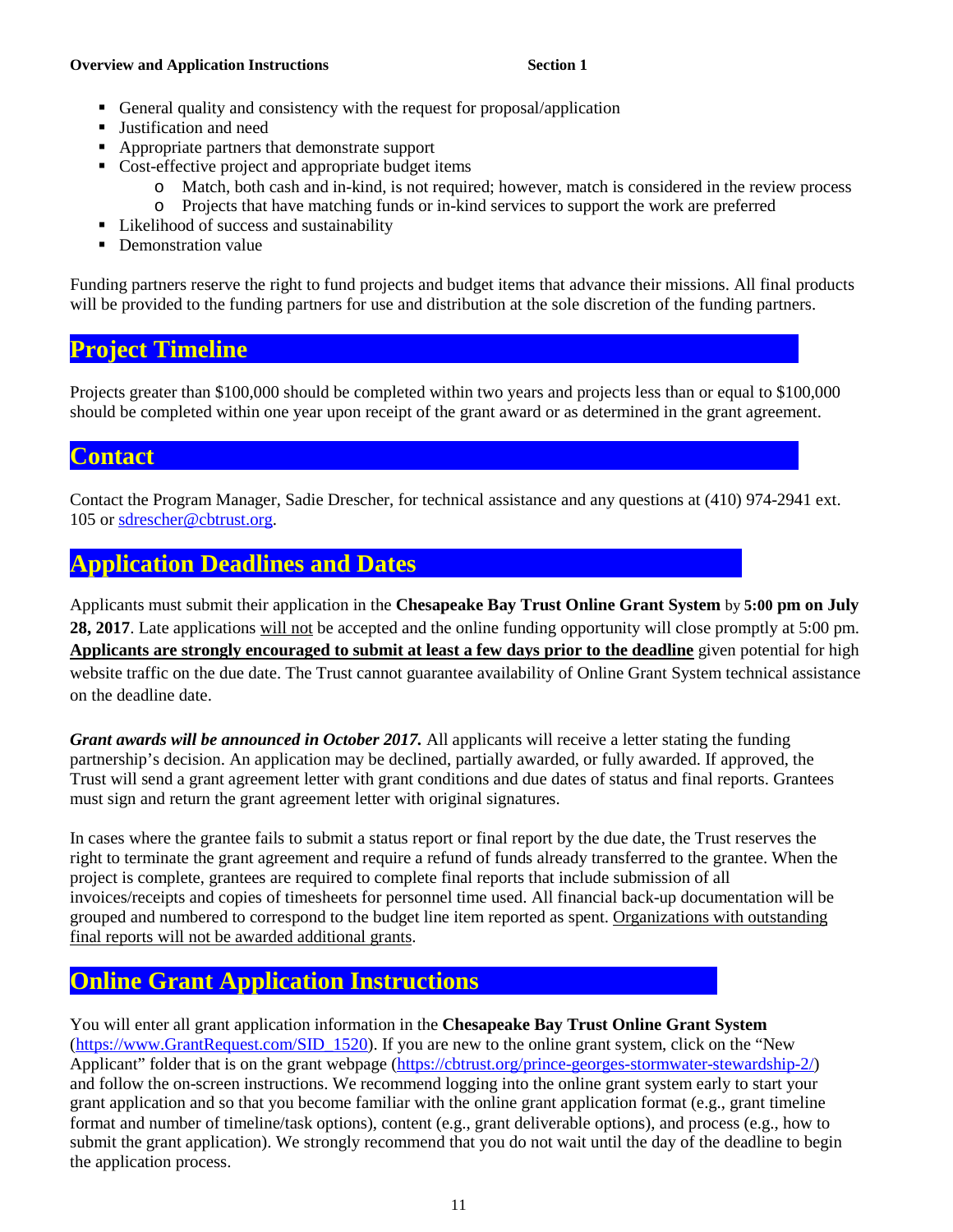- General quality and consistency with the request for proposal/application
- Justification and need
- Appropriate partners that demonstrate support
- Cost-effective project and appropriate budget items
  - Match, both cash and in-kind, is not required; however, match is considered in the review process
  - Projects that have matching funds or in-kind services to support the work are preferred
- Likelihood of success and sustainability
- Demonstration value

Funding partners reserve the right to fund projects and budget items that advance their missions. All final products will be provided to the funding partners for use and distribution at the sole discretion of the funding partners.

## Project Timeline

Projects greater than $100,000 should be completed within two years and projects less than or equal to $100,000 should be completed within one year upon receipt of the grant award or as determined in the grant agreement.

## Contact

Contact the Program Manager, Sadie Drescher, for technical assistance and any questions at (410) 974-2941 ext. 105 or sdrescher@cbtrust.org.

## Application Deadlines and Dates

Applicants must submit their application in the **Chesapeake Bay Trust Online Grant System** by **5:00 pm on July 28, 2017**. Late applications will not be accepted and the online funding opportunity will close promptly at 5:00 pm. **Applicants are strongly encouraged to submit at least a few days prior to the deadline** given potential for high website traffic on the due date. The Trust cannot guarantee availability of Online Grant System technical assistance on the deadline date.

***Grant awards will be announced in October 2017.*** All applicants will receive a letter stating the funding partnership's decision. An application may be declined, partially awarded, or fully awarded. If approved, the Trust will send a grant agreement letter with grant conditions and due dates of status and final reports. Grantees must sign and return the grant agreement letter with original signatures.

In cases where the grantee fails to submit a status report or final report by the due date, the Trust reserves the right to terminate the grant agreement and require a refund of funds already transferred to the grantee. When the project is complete, grantees are required to complete final reports that include submission of all invoices/receipts and copies of timesheets for personnel time used. All financial back-up documentation will be grouped and numbered to correspond to the budget line item reported as spent. Organizations with outstanding final reports will not be awarded additional grants.

## Online Grant Application Instructions

You will enter all grant application information in the **Chesapeake Bay Trust Online Grant System** (https://www.GrantRequest.com/SID_1520). If you are new to the online grant system, click on the "New Applicant" folder that is on the grant webpage (https://cbtrust.org/prince-georges-stormwater-stewardship-2/) and follow the on-screen instructions. We recommend logging into the online grant system early to start your grant application and so that you become familiar with the online grant application format (e.g., grant timeline format and number of timeline/task options), content (e.g., grant deliverable options), and process (e.g., how to submit the grant application). We strongly recommend that you do not wait until the day of the deadline to begin the application process.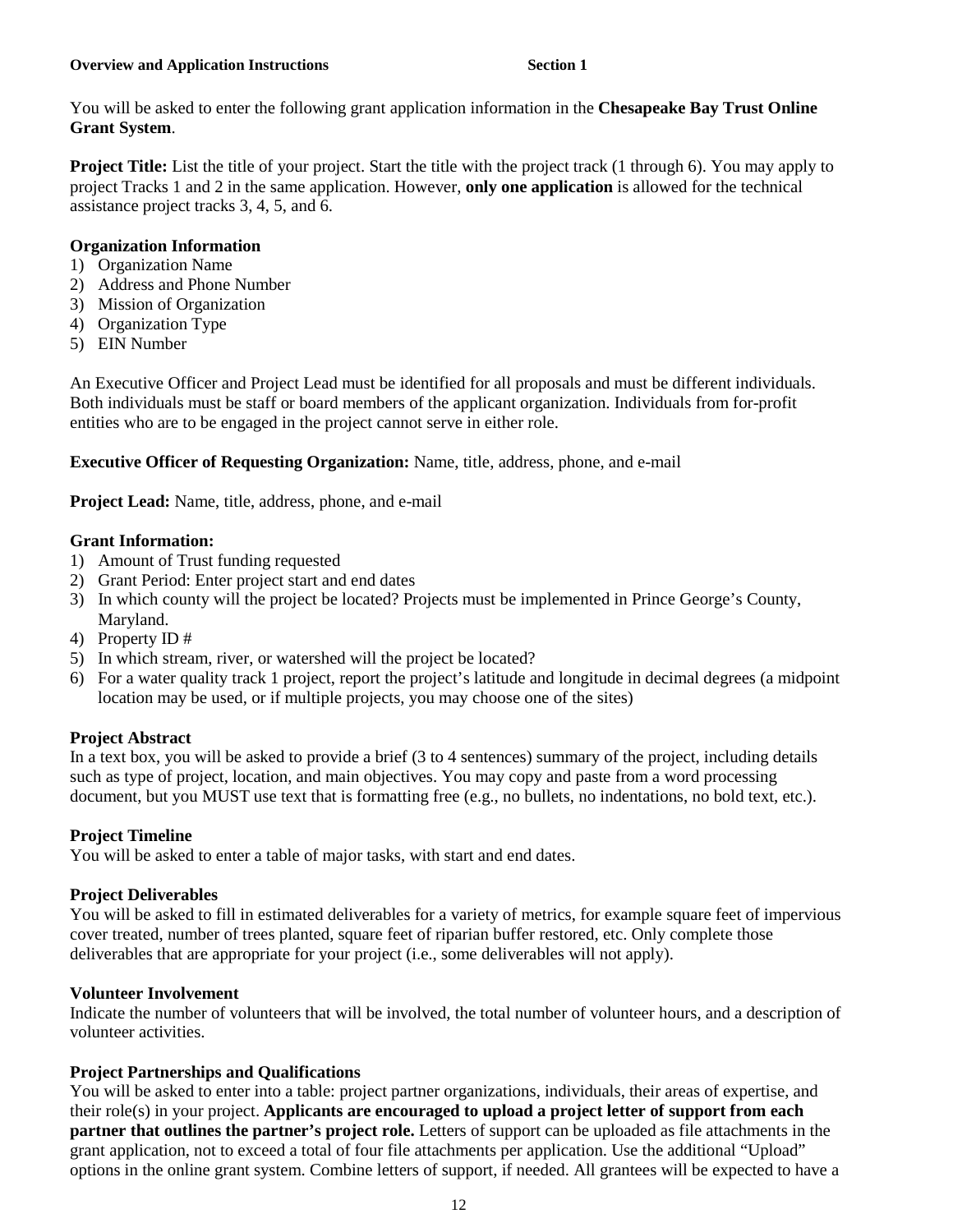**Overview and Application Instructions** **Section 1**

You will be asked to enter the following grant application information in the **Chesapeake Bay Trust Online Grant System**.

**Project Title:** List the title of your project. Start the title with the project track (1 through 6). You may apply to project Tracks 1 and 2 in the same application. However, **only one application** is allowed for the technical assistance project tracks 3, 4, 5, and 6.

**Organization Information**

1) Organization Name
2) Address and Phone Number
3) Mission of Organization
4) Organization Type
5) EIN Number

An Executive Officer and Project Lead must be identified for all proposals and must be different individuals. Both individuals must be staff or board members of the applicant organization. Individuals from for-profit entities who are to be engaged in the project cannot serve in either role.

**Executive Officer of Requesting Organization:** Name, title, address, phone, and e-mail

**Project Lead:** Name, title, address, phone, and e-mail

**Grant Information:**

1) Amount of Trust funding requested
2) Grant Period: Enter project start and end dates
3) In which county will the project be located? Projects must be implemented in Prince George's County, Maryland.
4) Property ID #
5) In which stream, river, or watershed will the project be located?
6) For a water quality track 1 project, report the project's latitude and longitude in decimal degrees (a midpoint location may be used, or if multiple projects, you may choose one of the sites)

**Project Abstract**

In a text box, you will be asked to provide a brief (3 to 4 sentences) summary of the project, including details such as type of project, location, and main objectives. You may copy and paste from a word processing document, but you MUST use text that is formatting free (e.g., no bullets, no indentations, no bold text, etc.).

**Project Timeline**

You will be asked to enter a table of major tasks, with start and end dates.

**Project Deliverables**

You will be asked to fill in estimated deliverables for a variety of metrics, for example square feet of impervious cover treated, number of trees planted, square feet of riparian buffer restored, etc. Only complete those deliverables that are appropriate for your project (i.e., some deliverables will not apply).

**Volunteer Involvement**

Indicate the number of volunteers that will be involved, the total number of volunteer hours, and a description of volunteer activities.

**Project Partnerships and Qualifications**

You will be asked to enter into a table: project partner organizations, individuals, their areas of expertise, and their role(s) in your project. **Applicants are encouraged to upload a project letter of support from each partner that outlines the partner's project role.** Letters of support can be uploaded as file attachments in the grant application, not to exceed a total of four file attachments per application. Use the additional "Upload" options in the online grant system. Combine letters of support, if needed. All grantees will be expected to have a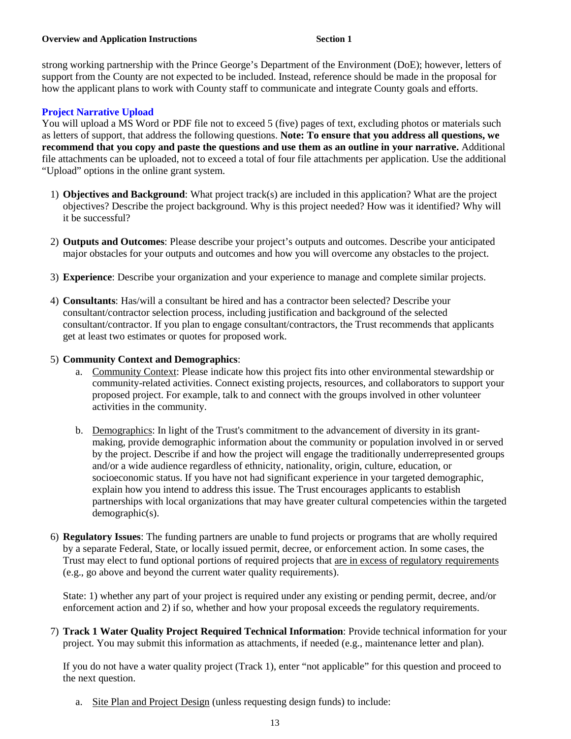strong working partnership with the Prince George's Department of the Environment (DoE); however, letters of support from the County are not expected to be included. Instead, reference should be made in the proposal for how the applicant plans to work with County staff to communicate and integrate County goals and efforts.

### Project Narrative Upload

You will upload a MS Word or PDF file not to exceed 5 (five) pages of text, excluding photos or materials such as letters of support, that address the following questions. **Note: To ensure that you address all questions, we recommend that you copy and paste the questions and use them as an outline in your narrative.** Additional file attachments can be uploaded, not to exceed a total of four file attachments per application. Use the additional "Upload" options in the online grant system.

1) **Objectives and Background**: What project track(s) are included in this application? What are the project objectives? Describe the project background. Why is this project needed? How was it identified? Why will it be successful?

2) **Outputs and Outcomes**: Please describe your project's outputs and outcomes. Describe your anticipated major obstacles for your outputs and outcomes and how you will overcome any obstacles to the project.

3) **Experience**: Describe your organization and your experience to manage and complete similar projects.

4) **Consultants**: Has/will a consultant be hired and has a contractor been selected? Describe your consultant/contractor selection process, including justification and background of the selected consultant/contractor. If you plan to engage consultant/contractors, the Trust recommends that applicants get at least two estimates or quotes for proposed work.

5) **Community Context and Demographics**:
   a. Community Context: Please indicate how this project fits into other environmental stewardship or community-related activities. Connect existing projects, resources, and collaborators to support your proposed project. For example, talk to and connect with the groups involved in other volunteer activities in the community.

   b. Demographics: In light of the Trust's commitment to the advancement of diversity in its grant-making, provide demographic information about the community or population involved in or served by the project. Describe if and how the project will engage the traditionally underrepresented groups and/or a wide audience regardless of ethnicity, nationality, origin, culture, education, or socioeconomic status. If you have not had significant experience in your targeted demographic, explain how you intend to address this issue. The Trust encourages applicants to establish partnerships with local organizations that may have greater cultural competencies within the targeted demographic(s).

6) **Regulatory Issues**: The funding partners are unable to fund projects or programs that are wholly required by a separate Federal, State, or locally issued permit, decree, or enforcement action. In some cases, the Trust may elect to fund optional portions of required projects that are in excess of regulatory requirements (e.g., go above and beyond the current water quality requirements).

   State: 1) whether any part of your project is required under any existing or pending permit, decree, and/or enforcement action and 2) if so, whether and how your proposal exceeds the regulatory requirements.

7) **Track 1 Water Quality Project Required Technical Information**: Provide technical information for your project. You may submit this information as attachments, if needed (e.g., maintenance letter and plan).

   If you do not have a water quality project (Track 1), enter "not applicable" for this question and proceed to the next question.

   a. Site Plan and Project Design (unless requesting design funds) to include: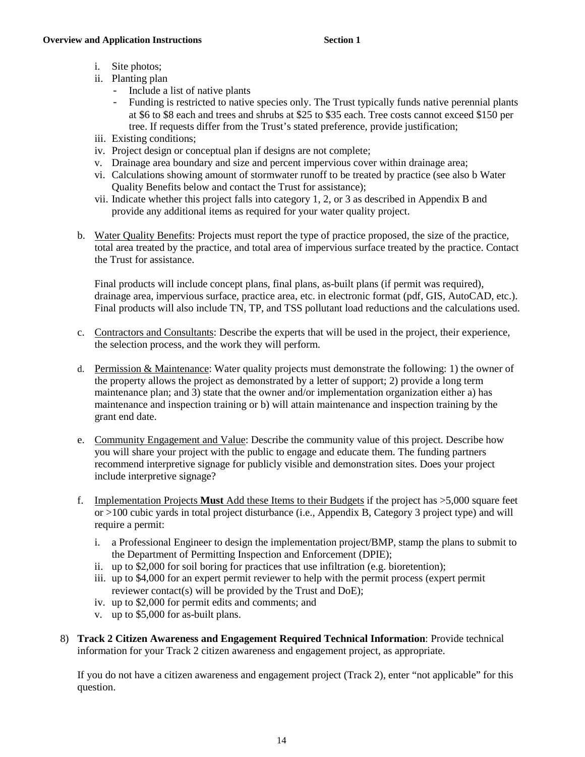i. Site photos;
ii. Planting plan
    - Include a list of native plants
    - Funding is restricted to native species only. The Trust typically funds native perennial plants at $6 to $8 each and trees and shrubs at $25 to $35 each. Tree costs cannot exceed $150 per tree. If requests differ from the Trust's stated preference, provide justification;
iii. Existing conditions;
iv. Project design or conceptual plan if designs are not complete;
v. Drainage area boundary and size and percent impervious cover within drainage area;
vi. Calculations showing amount of stormwater runoff to be treated by practice (see also b Water Quality Benefits below and contact the Trust for assistance);
vii. Indicate whether this project falls into category 1, 2, or 3 as described in Appendix B and provide any additional items as required for your water quality project.

b. Water Quality Benefits: Projects must report the type of practice proposed, the size of the practice, total area treated by the practice, and total area of impervious surface treated by the practice. Contact the Trust for assistance.

   Final products will include concept plans, final plans, as-built plans (if permit was required), drainage area, impervious surface, practice area, etc. in electronic format (pdf, GIS, AutoCAD, etc.). Final products will also include TN, TP, and TSS pollutant load reductions and the calculations used.

c. Contractors and Consultants: Describe the experts that will be used in the project, their experience, the selection process, and the work they will perform.

d. Permission & Maintenance: Water quality projects must demonstrate the following: 1) the owner of the property allows the project as demonstrated by a letter of support; 2) provide a long term maintenance plan; and 3) state that the owner and/or implementation organization either a) has maintenance and inspection training or b) will attain maintenance and inspection training by the grant end date.

e. Community Engagement and Value: Describe the community value of this project. Describe how you will share your project with the public to engage and educate them. The funding partners recommend interpretive signage for publicly visible and demonstration sites. Does your project include interpretive signage?

f. Implementation Projects **Must** Add these Items to their Budgets if the project has >5,000 square feet or >100 cubic yards in total project disturbance (i.e., Appendix B, Category 3 project type) and will require a permit:

   i. a Professional Engineer to design the implementation project/BMP, stamp the plans to submit to the Department of Permitting Inspection and Enforcement (DPIE);
   ii. up to $2,000 for soil boring for practices that use infiltration (e.g. bioretention);
   iii. up to $4,000 for an expert permit reviewer to help with the permit process (expert permit reviewer contact(s) will be provided by the Trust and DoE);
   iv. up to $2,000 for permit edits and comments; and
   v. up to $5,000 for as-built plans.

8) **Track 2 Citizen Awareness and Engagement Required Technical Information**: Provide technical information for your Track 2 citizen awareness and engagement project, as appropriate.

   If you do not have a citizen awareness and engagement project (Track 2), enter "not applicable" for this question.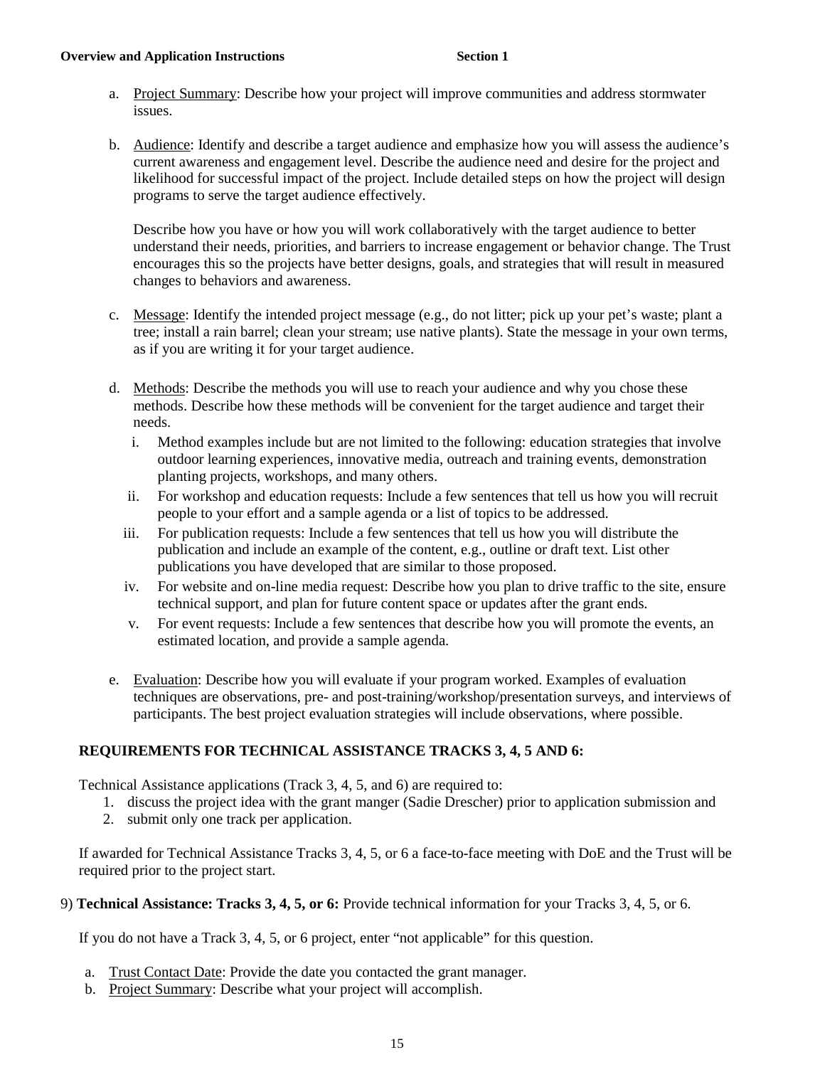a. Project Summary: Describe how your project will improve communities and address stormwater issues.

b. Audience: Identify and describe a target audience and emphasize how you will assess the audience's current awareness and engagement level. Describe the audience need and desire for the project and likelihood for successful impact of the project. Include detailed steps on how the project will design programs to serve the target audience effectively.

   Describe how you have or how you will work collaboratively with the target audience to better understand their needs, priorities, and barriers to increase engagement or behavior change. The Trust encourages this so the projects have better designs, goals, and strategies that will result in measured changes to behaviors and awareness.

c. Message: Identify the intended project message (e.g., do not litter; pick up your pet's waste; plant a tree; install a rain barrel; clean your stream; use native plants). State the message in your own terms, as if you are writing it for your target audience.

d. Methods: Describe the methods you will use to reach your audience and why you chose these methods. Describe how these methods will be convenient for the target audience and target their needs.
   i. Method examples include but are not limited to the following: education strategies that involve outdoor learning experiences, innovative media, outreach and training events, demonstration planting projects, workshops, and many others.
   ii. For workshop and education requests: Include a few sentences that tell us how you will recruit people to your effort and a sample agenda or a list of topics to be addressed.
   iii. For publication requests: Include a few sentences that tell us how you will distribute the publication and include an example of the content, e.g., outline or draft text. List other publications you have developed that are similar to those proposed.
   iv. For website and on-line media request: Describe how you plan to drive traffic to the site, ensure technical support, and plan for future content space or updates after the grant ends.
   v. For event requests: Include a few sentences that describe how you will promote the events, an estimated location, and provide a sample agenda.

e. Evaluation: Describe how you will evaluate if your program worked. Examples of evaluation techniques are observations, pre- and post-training/workshop/presentation surveys, and interviews of participants. The best project evaluation strategies will include observations, where possible.

**REQUIREMENTS FOR TECHNICAL ASSISTANCE TRACKS 3, 4, 5 AND 6:**

Technical Assistance applications (Track 3, 4, 5, and 6) are required to:

1. discuss the project idea with the grant manger (Sadie Drescher) prior to application submission and
2. submit only one track per application.

If awarded for Technical Assistance Tracks 3, 4, 5, or 6 a face-to-face meeting with DoE and the Trust will be required prior to the project start.

9) **Technical Assistance: Tracks 3, 4, 5, or 6:** Provide technical information for your Tracks 3, 4, 5, or 6.

If you do not have a Track 3, 4, 5, or 6 project, enter "not applicable" for this question.

a. Trust Contact Date: Provide the date you contacted the grant manager.
b. Project Summary: Describe what your project will accomplish.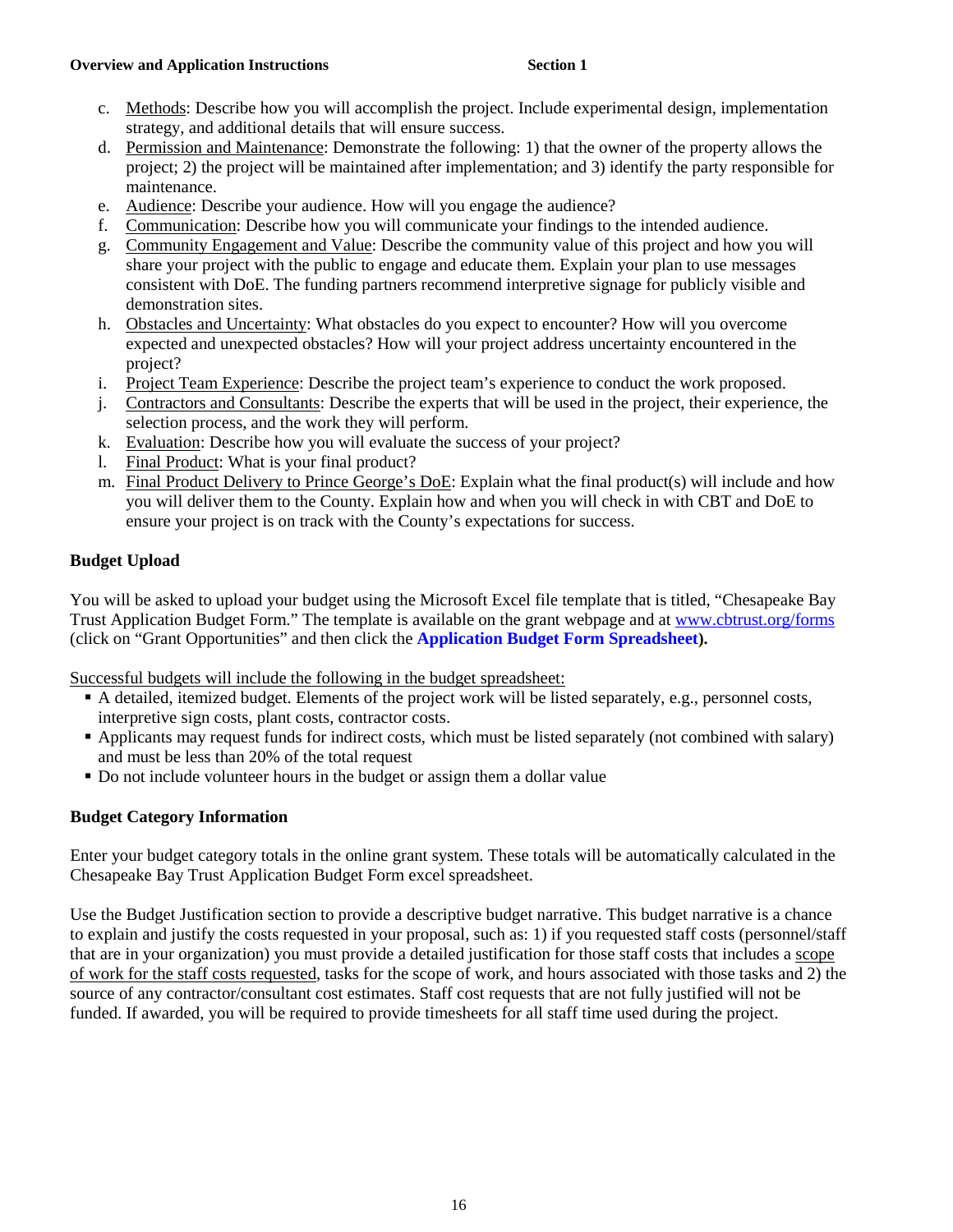c. Methods: Describe how you will accomplish the project. Include experimental design, implementation strategy, and additional details that will ensure success.

d. Permission and Maintenance: Demonstrate the following: 1) that the owner of the property allows the project; 2) the project will be maintained after implementation; and 3) identify the party responsible for maintenance.

e. Audience: Describe your audience. How will you engage the audience?

f. Communication: Describe how you will communicate your findings to the intended audience.

g. Community Engagement and Value: Describe the community value of this project and how you will share your project with the public to engage and educate them. Explain your plan to use messages consistent with DoE. The funding partners recommend interpretive signage for publicly visible and demonstration sites.

h. Obstacles and Uncertainty: What obstacles do you expect to encounter? How will you overcome expected and unexpected obstacles? How will your project address uncertainty encountered in the project?

i. Project Team Experience: Describe the project team's experience to conduct the work proposed.

j. Contractors and Consultants: Describe the experts that will be used in the project, their experience, the selection process, and the work they will perform.

k. Evaluation: Describe how you will evaluate the success of your project?

l. Final Product: What is your final product?

m. Final Product Delivery to Prince George's DoE: Explain what the final product(s) will include and how you will deliver them to the County. Explain how and when you will check in with CBT and DoE to ensure your project is on track with the County's expectations for success.

### Budget Upload

You will be asked to upload your budget using the Microsoft Excel file template that is titled, "Chesapeake Bay Trust Application Budget Form." The template is available on the grant webpage and at www.cbtrust.org/forms (click on "Grant Opportunities" and then click the **Application Budget Form Spreadsheet**).

Successful budgets will include the following in the budget spreadsheet:

- A detailed, itemized budget. Elements of the project work will be listed separately, e.g., personnel costs, interpretive sign costs, plant costs, contractor costs.
- Applicants may request funds for indirect costs, which must be listed separately (not combined with salary) and must be less than 20% of the total request
- Do not include volunteer hours in the budget or assign them a dollar value

### Budget Category Information

Enter your budget category totals in the online grant system. These totals will be automatically calculated in the Chesapeake Bay Trust Application Budget Form excel spreadsheet.

Use the Budget Justification section to provide a descriptive budget narrative. This budget narrative is a chance to explain and justify the costs requested in your proposal, such as: 1) if you requested staff costs (personnel/staff that are in your organization) you must provide a detailed justification for those staff costs that includes a scope of work for the staff costs requested, tasks for the scope of work, and hours associated with those tasks and 2) the source of any contractor/consultant cost estimates. Staff cost requests that are not fully justified will not be funded. If awarded, you will be required to provide timesheets for all staff time used during the project.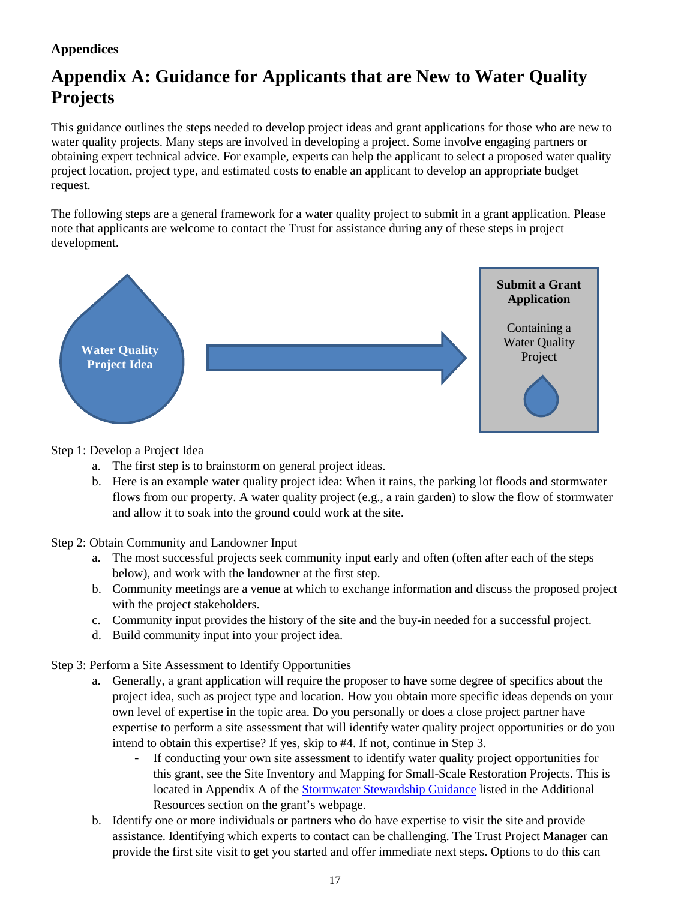**Appendices**

# Appendix A: Guidance for Applicants that are New to Water Quality Projects

This guidance outlines the steps needed to develop project ideas and grant applications for those who are new to water quality projects. Many steps are involved in developing a project. Some involve engaging partners or obtaining expert technical advice. For example, experts can help the applicant to select a proposed water quality project location, project type, and estimated costs to enable an applicant to develop an appropriate budget request.

The following steps are a general framework for a water quality project to submit in a grant application. Please note that applicants are welcome to contact the Trust for assistance during any of these steps in project development.

**Water Quality Project Idea** → **Submit a Grant Application** Containing a Water Quality Project

Step 1: Develop a Project Idea

a. The first step is to brainstorm on general project ideas.
b. Here is an example water quality project idea: When it rains, the parking lot floods and stormwater flows from our property. A water quality project (e.g., a rain garden) to slow the flow of stormwater and allow it to soak into the ground could work at the site.

Step 2: Obtain Community and Landowner Input

a. The most successful projects seek community input early and often (often after each of the steps below), and work with the landowner at the first step.
b. Community meetings are a venue at which to exchange information and discuss the proposed project with the project stakeholders.
c. Community input provides the history of the site and the buy-in needed for a successful project.
d. Build community input into your project idea.

Step 3: Perform a Site Assessment to Identify Opportunities

a. Generally, a grant application will require the proposer to have some degree of specifics about the project idea, such as project type and location. How you obtain more specific ideas depends on your own level of expertise in the topic area. Do you personally or does a close project partner have expertise to perform a site assessment that will identify water quality project opportunities or do you intend to obtain this expertise? If yes, skip to #4. If not, continue in Step 3.
   - If conducting your own site assessment to identify water quality project opportunities for this grant, see the Site Inventory and Mapping for Small-Scale Restoration Projects. This is located in Appendix A of the Stormwater Stewardship Guidance listed in the Additional Resources section on the grant's webpage.
b. Identify one or more individuals or partners who do have expertise to visit the site and provide assistance. Identifying which experts to contact can be challenging. The Trust Project Manager can provide the first site visit to get you started and offer immediate next steps. Options to do this can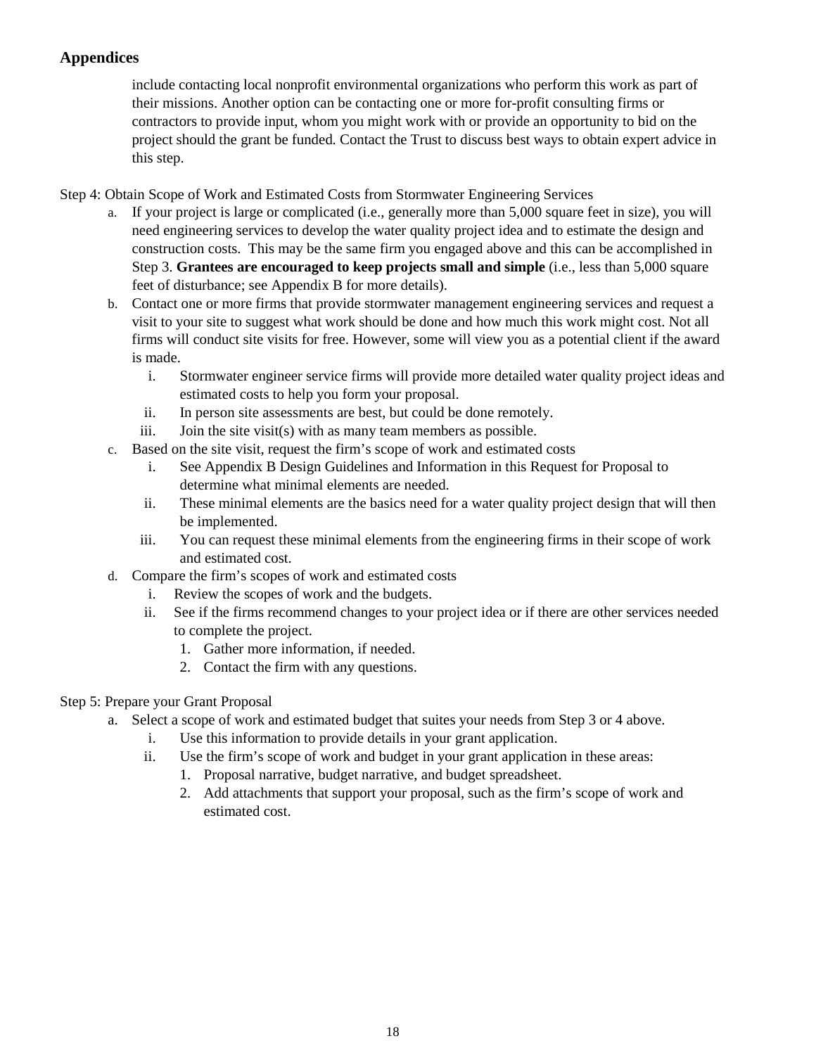## Appendices

include contacting local nonprofit environmental organizations who perform this work as part of their missions. Another option can be contacting one or more for-profit consulting firms or contractors to provide input, whom you might work with or provide an opportunity to bid on the project should the grant be funded. Contact the Trust to discuss best ways to obtain expert advice in this step.

Step 4: Obtain Scope of Work and Estimated Costs from Stormwater Engineering Services

a. If your project is large or complicated (i.e., generally more than 5,000 square feet in size), you will need engineering services to develop the water quality project idea and to estimate the design and construction costs. This may be the same firm you engaged above and this can be accomplished in Step 3. **Grantees are encouraged to keep projects small and simple** (i.e., less than 5,000 square feet of disturbance; see Appendix B for more details).

b. Contact one or more firms that provide stormwater management engineering services and request a visit to your site to suggest what work should be done and how much this work might cost. Not all firms will conduct site visits for free. However, some will view you as a potential client if the award is made.
   - i. Stormwater engineer service firms will provide more detailed water quality project ideas and estimated costs to help you form your proposal.
   - ii. In person site assessments are best, but could be done remotely.
   - iii. Join the site visit(s) with as many team members as possible.

c. Based on the site visit, request the firm's scope of work and estimated costs
   - i. See Appendix B Design Guidelines and Information in this Request for Proposal to determine what minimal elements are needed.
   - ii. These minimal elements are the basics need for a water quality project design that will then be implemented.
   - iii. You can request these minimal elements from the engineering firms in their scope of work and estimated cost.

d. Compare the firm's scopes of work and estimated costs
   - i. Review the scopes of work and the budgets.
   - ii. See if the firms recommend changes to your project idea or if there are other services needed to complete the project.
     1. Gather more information, if needed.
     2. Contact the firm with any questions.

Step 5: Prepare your Grant Proposal

a. Select a scope of work and estimated budget that suites your needs from Step 3 or 4 above.
   - i. Use this information to provide details in your grant application.
   - ii. Use the firm's scope of work and budget in your grant application in these areas:
     1. Proposal narrative, budget narrative, and budget spreadsheet.
     2. Add attachments that support your proposal, such as the firm's scope of work and estimated cost.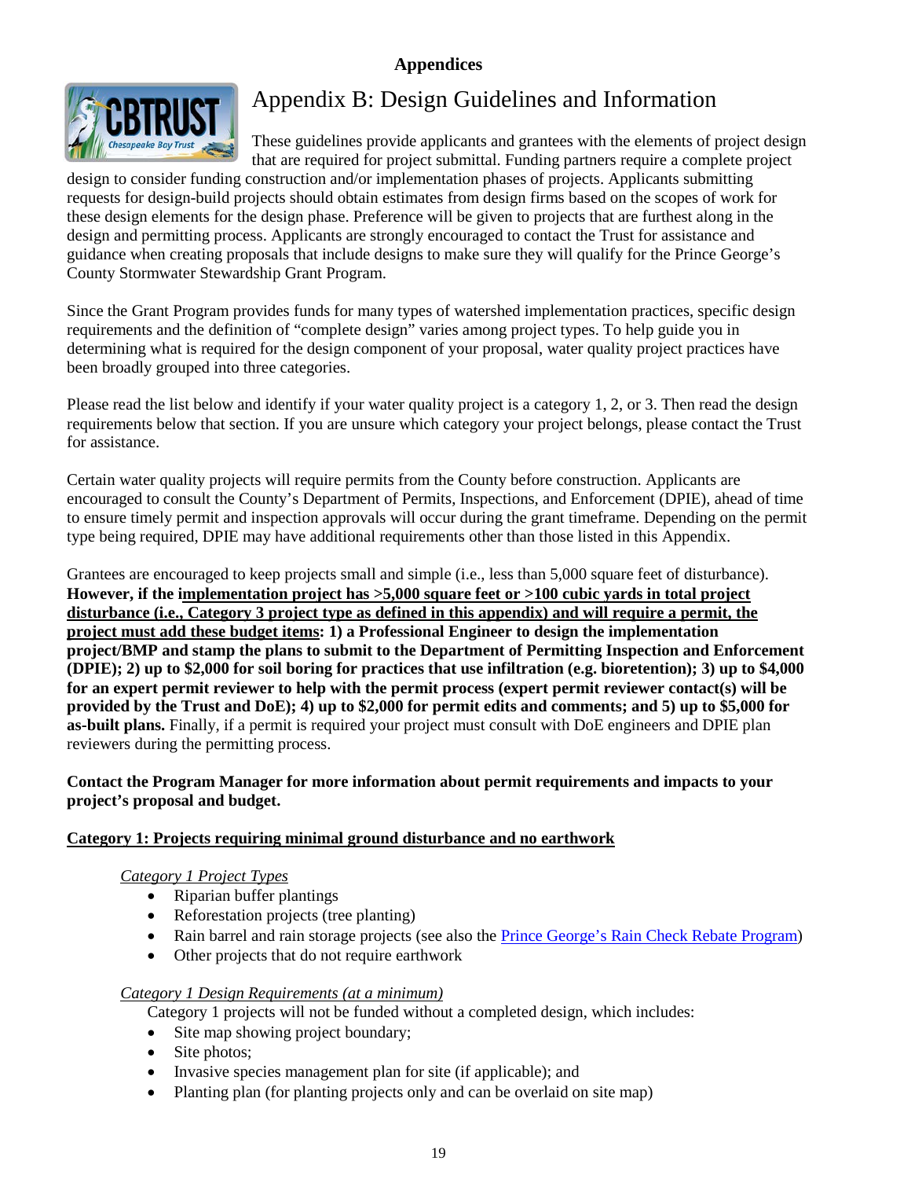**Appendices**

# Appendix B: Design Guidelines and Information

These guidelines provide applicants and grantees with the elements of project design that are required for project submittal. Funding partners require a complete project design to consider funding construction and/or implementation phases of projects. Applicants submitting requests for design-build projects should obtain estimates from design firms based on the scopes of work for these design elements for the design phase. Preference will be given to projects that are furthest along in the design and permitting process. Applicants are strongly encouraged to contact the Trust for assistance and guidance when creating proposals that include designs to make sure they will qualify for the Prince George's County Stormwater Stewardship Grant Program.

Since the Grant Program provides funds for many types of watershed implementation practices, specific design requirements and the definition of "complete design" varies among project types. To help guide you in determining what is required for the design component of your proposal, water quality project practices have been broadly grouped into three categories.

Please read the list below and identify if your water quality project is a category 1, 2, or 3. Then read the design requirements below that section. If you are unsure which category your project belongs, please contact the Trust for assistance.

Certain water quality projects will require permits from the County before construction. Applicants are encouraged to consult the County's Department of Permits, Inspections, and Enforcement (DPIE), ahead of time to ensure timely permit and inspection approvals will occur during the grant timeframe. Depending on the permit type being required, DPIE may have additional requirements other than those listed in this Appendix.

Grantees are encouraged to keep projects small and simple (i.e., less than 5,000 square feet of disturbance). **However, if the <u>implementation project has >5,000 square feet or >100 cubic yards in total project disturbance (i.e., Category 3 project type as defined in this appendix) and will require a permit, the project must add these budget items</u>: 1) a Professional Engineer to design the implementation project/BMP and stamp the plans to submit to the Department of Permitting Inspection and Enforcement (DPIE); 2) up to $2,000 for soil boring for practices that use infiltration (e.g. bioretention); 3) up to $4,000 for an expert permit reviewer to help with the permit process (expert permit reviewer contact(s) will be provided by the Trust and DoE); 4) up to $2,000 for permit edits and comments; and 5) up to $5,000 for as-built plans.** Finally, if a permit is required your project must consult with DoE engineers and DPIE plan reviewers during the permitting process.

**Contact the Program Manager for more information about permit requirements and impacts to your project's proposal and budget.**

## <u>Category 1: Projects requiring minimal ground disturbance and no earthwork</u>

*<u>Category 1 Project Types</u>*

- Riparian buffer plantings
- Reforestation projects (tree planting)
- Rain barrel and rain storage projects (see also the [Prince George's Rain Check Rebate Program](#))
- Other projects that do not require earthwork

*<u>Category 1 Design Requirements (at a minimum)</u>*

Category 1 projects will not be funded without a completed design, which includes:

- Site map showing project boundary;
- Site photos;
- Invasive species management plan for site (if applicable); and
- Planting plan (for planting projects only and can be overlaid on site map)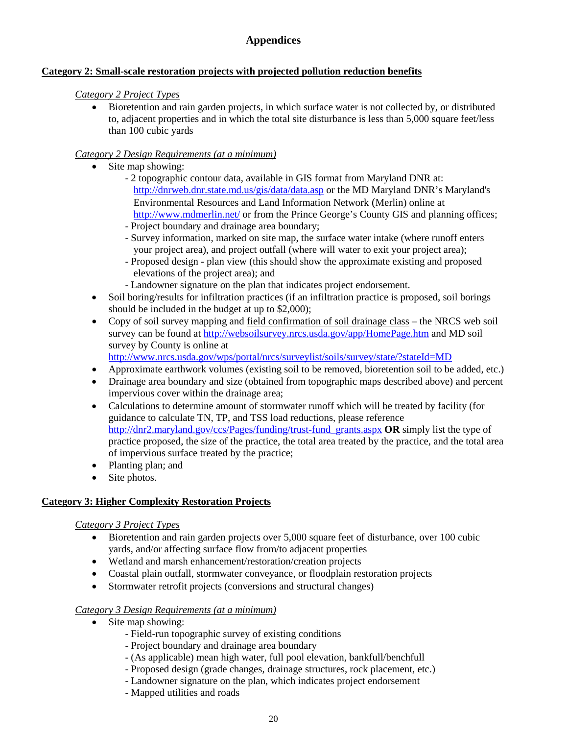# Appendices

**Category 2: Small-scale restoration projects with projected pollution reduction benefits**

*Category 2 Project Types*

- Bioretention and rain garden projects, in which surface water is not collected by, or distributed to, adjacent properties and in which the total site disturbance is less than 5,000 square feet/less than 100 cubic yards

*Category 2 Design Requirements (at a minimum)*

- Site map showing:
  - 2 topographic contour data, available in GIS format from Maryland DNR at: http://dnrweb.dnr.state.md.us/gis/data/data.asp or the MD Maryland DNR's Maryland's Environmental Resources and Land Information Network (Merlin) online at http://www.mdmerlin.net/ or from the Prince George's County GIS and planning offices;
  - Project boundary and drainage area boundary;
  - Survey information, marked on site map, the surface water intake (where runoff enters your project area), and project outfall (where will water to exit your project area);
  - Proposed design - plan view (this should show the approximate existing and proposed elevations of the project area); and
  - Landowner signature on the plan that indicates project endorsement.
- Soil boring/results for infiltration practices (if an infiltration practice is proposed, soil borings should be included in the budget at up to $2,000);
- Copy of soil survey mapping and field confirmation of soil drainage class – the NRCS web soil survey can be found at http://websoilsurvey.nrcs.usda.gov/app/HomePage.htm and MD soil survey by County is online at http://www.nrcs.usda.gov/wps/portal/nrcs/surveylist/soils/survey/state/?stateId=MD
- Approximate earthwork volumes (existing soil to be removed, bioretention soil to be added, etc.)
- Drainage area boundary and size (obtained from topographic maps described above) and percent impervious cover within the drainage area;
- Calculations to determine amount of stormwater runoff which will be treated by facility (for guidance to calculate TN, TP, and TSS load reductions, please reference http://dnr2.maryland.gov/ccs/Pages/funding/trust-fund_grants.aspx **OR** simply list the type of practice proposed, the size of the practice, the total area treated by the practice, and the total area of impervious surface treated by the practice;
- Planting plan; and
- Site photos.

**Category 3: Higher Complexity Restoration Projects**

*Category 3 Project Types*

- Bioretention and rain garden projects over 5,000 square feet of disturbance, over 100 cubic yards, and/or affecting surface flow from/to adjacent properties
- Wetland and marsh enhancement/restoration/creation projects
- Coastal plain outfall, stormwater conveyance, or floodplain restoration projects
- Stormwater retrofit projects (conversions and structural changes)

*Category 3 Design Requirements (at a minimum)*

- Site map showing:
  - Field-run topographic survey of existing conditions
  - Project boundary and drainage area boundary
  - (As applicable) mean high water, full pool elevation, bankfull/benchfull
  - Proposed design (grade changes, drainage structures, rock placement, etc.)
  - Landowner signature on the plan, which indicates project endorsement
  - Mapped utilities and roads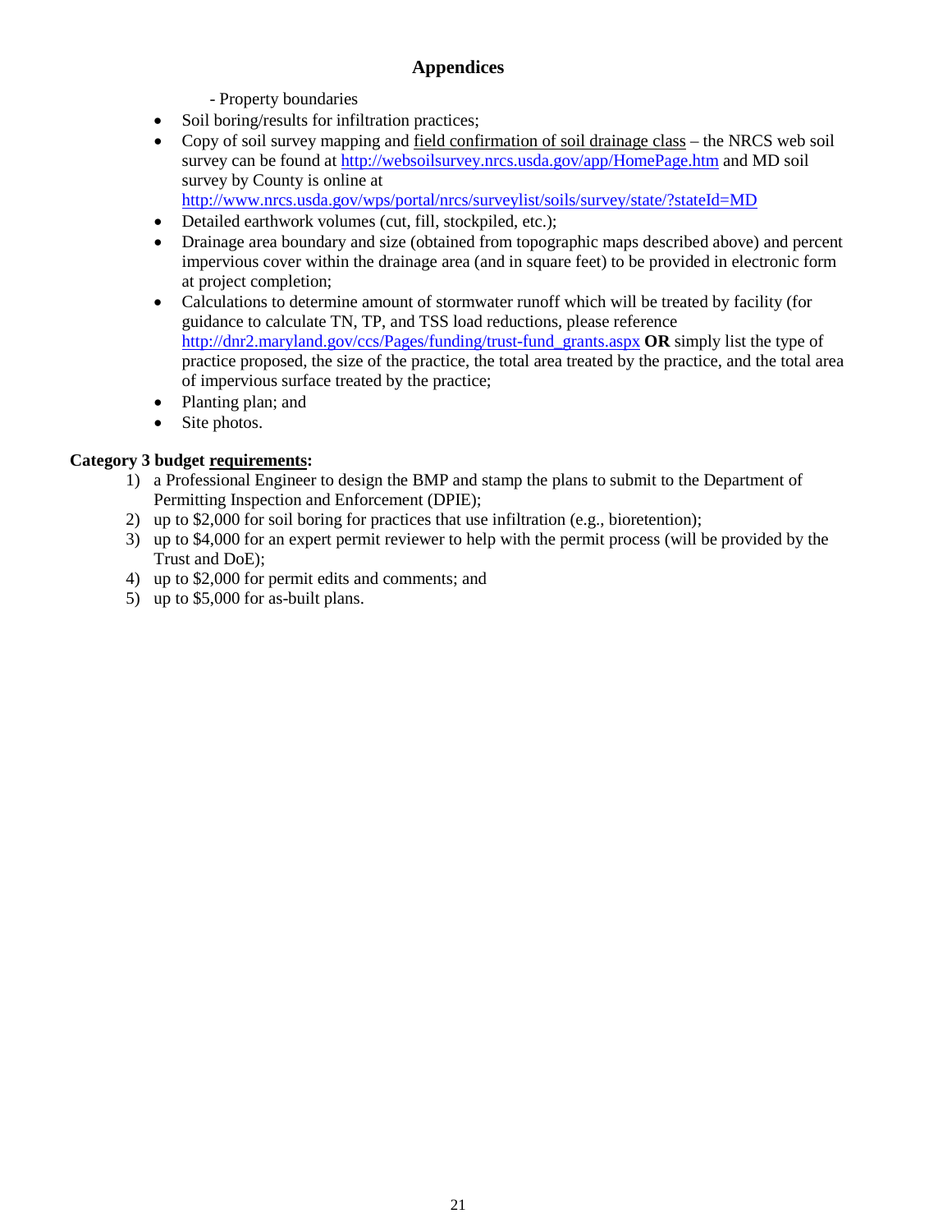## Appendices

- Property boundaries

- Soil boring/results for infiltration practices;
- Copy of soil survey mapping and <u>field confirmation of soil drainage class</u> – the NRCS web soil survey can be found at http://websoilsurvey.nrcs.usda.gov/app/HomePage.htm and MD soil survey by County is online at http://www.nrcs.usda.gov/wps/portal/nrcs/surveylist/soils/survey/state/?stateId=MD
- Detailed earthwork volumes (cut, fill, stockpiled, etc.);
- Drainage area boundary and size (obtained from topographic maps described above) and percent impervious cover within the drainage area (and in square feet) to be provided in electronic form at project completion;
- Calculations to determine amount of stormwater runoff which will be treated by facility (for guidance to calculate TN, TP, and TSS load reductions, please reference http://dnr2.maryland.gov/ccs/Pages/funding/trust-fund_grants.aspx **OR** simply list the type of practice proposed, the size of the practice, the total area treated by the practice, and the total area of impervious surface treated by the practice;
- Planting plan; and
- Site photos.

**Category 3 budget <u>requirements</u>:**

1) a Professional Engineer to design the BMP and stamp the plans to submit to the Department of Permitting Inspection and Enforcement (DPIE);
2) up to $2,000 for soil boring for practices that use infiltration (e.g., bioretention);
3) up to $4,000 for an expert permit reviewer to help with the permit process (will be provided by the Trust and DoE);
4) up to $2,000 for permit edits and comments; and
5) up to $5,000 for as-built plans.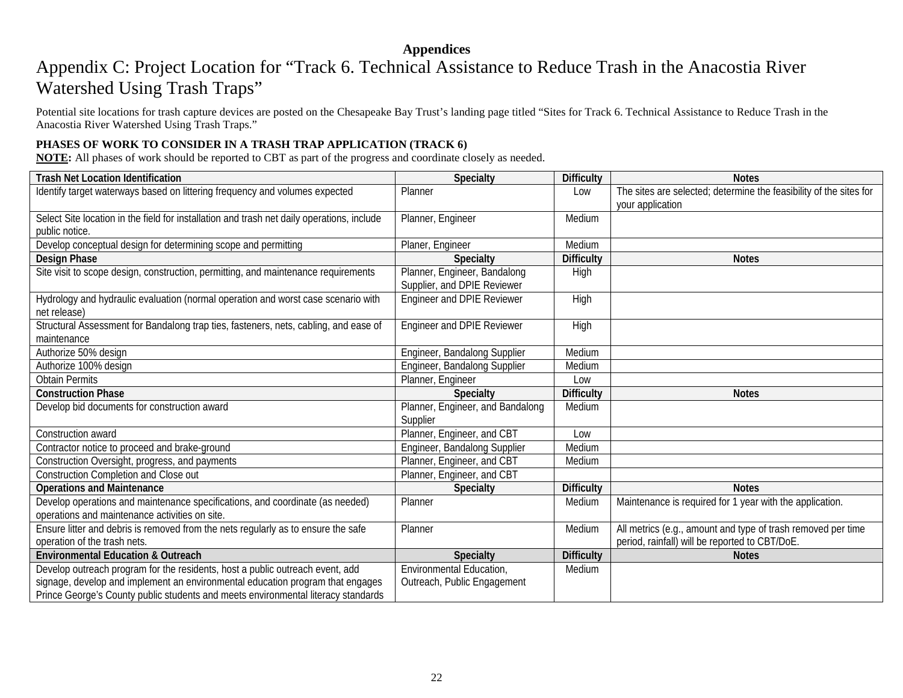**Appendices**

# Appendix C: Project Location for "Track 6. Technical Assistance to Reduce Trash in the Anacostia River Watershed Using Trash Traps"

Potential site locations for trash capture devices are posted on the Chesapeake Bay Trust's landing page titled "Sites for Track 6. Technical Assistance to Reduce Trash in the Anacostia River Watershed Using Trash Traps."

**PHASES OF WORK TO CONSIDER IN A TRASH TRAP APPLICATION (TRACK 6)**

**NOTE:** All phases of work should be reported to CBT as part of the progress and coordinate closely as needed.

| Trash Net Location Identification | Specialty | Difficulty | Notes |
|---|---|---|---|
| Identify target waterways based on littering frequency and volumes expected | Planner | Low | The sites are selected; determine the feasibility of the sites for your application |
| Select Site location in the field for installation and trash net daily operations, include public notice. | Planner, Engineer | Medium | |
| Develop conceptual design for determining scope and permitting | Planer, Engineer | Medium | |
| **Design Phase** | **Specialty** | **Difficulty** | **Notes** |
| Site visit to scope design, construction, permitting, and maintenance requirements | Planner, Engineer, Bandalong Supplier, and DPIE Reviewer | High | |
| Hydrology and hydraulic evaluation (normal operation and worst case scenario with net release) | Engineer and DPIE Reviewer | High | |
| Structural Assessment for Bandalong trap ties, fasteners, nets, cabling, and ease of maintenance | Engineer and DPIE Reviewer | High | |
| Authorize 50% design | Engineer, Bandalong Supplier | Medium | |
| Authorize 100% design | Engineer, Bandalong Supplier | Medium | |
| Obtain Permits | Planner, Engineer | Low | |
| **Construction Phase** | **Specialty** | **Difficulty** | **Notes** |
| Develop bid documents for construction award | Planner, Engineer, and Bandalong Supplier | Medium | |
| Construction award | Planner, Engineer, and CBT | Low | |
| Contractor notice to proceed and brake-ground | Engineer, Bandalong Supplier | Medium | |
| Construction Oversight, progress, and payments | Planner, Engineer, and CBT | Medium | |
| Construction Completion and Close out | Planner, Engineer, and CBT | | |
| **Operations and Maintenance** | **Specialty** | **Difficulty** | **Notes** |
| Develop operations and maintenance specifications, and coordinate (as needed) operations and maintenance activities on site. | Planner | Medium | Maintenance is required for 1 year with the application. |
| Ensure litter and debris is removed from the nets regularly as to ensure the safe operation of the trash nets. | Planner | Medium | All metrics (e.g., amount and type of trash removed per time period, rainfall) will be reported to CBT/DoE. |
| **Environmental Education & Outreach** | **Specialty** | **Difficulty** | **Notes** |
| Develop outreach program for the residents, host a public outreach event, add signage, develop and implement an environmental education program that engages Prince George's County public students and meets environmental literacy standards | Environmental Education, Outreach, Public Engagement | Medium | |